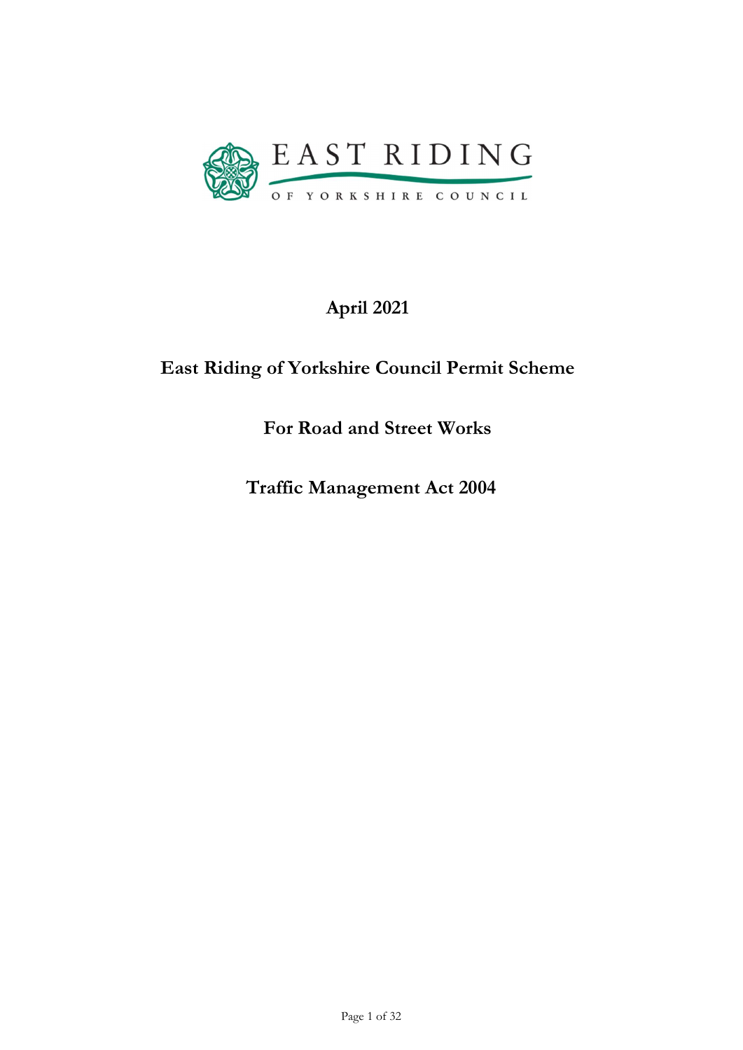EAST RIDING OF YORKSHIRE COUNCIL

**April 2021**

# East Riding of Yorkshire Council Permit Scheme

## For Road and Street Works

## Traffic Management Act 2004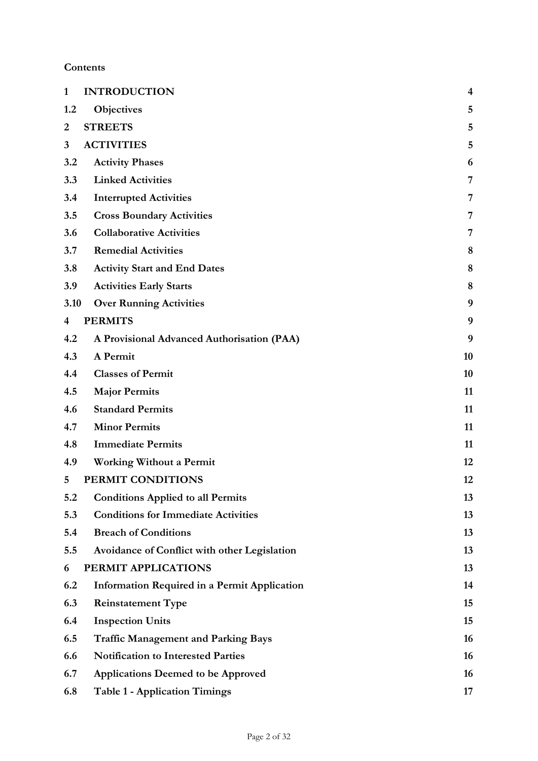**Contents**

| | | |
|---|---|---|
| **1** | **INTRODUCTION** | **4** |
| **1.2** | **Objectives** | **5** |
| **2** | **STREETS** | **5** |
| **3** | **ACTIVITIES** | **5** |
| **3.2** | **Activity Phases** | **6** |
| **3.3** | **Linked Activities** | **7** |
| **3.4** | **Interrupted Activities** | **7** |
| **3.5** | **Cross Boundary Activities** | **7** |
| **3.6** | **Collaborative Activities** | **7** |
| **3.7** | **Remedial Activities** | **8** |
| **3.8** | **Activity Start and End Dates** | **8** |
| **3.9** | **Activities Early Starts** | **8** |
| **3.10** | **Over Running Activities** | **9** |
| **4** | **PERMITS** | **9** |
| **4.2** | **A Provisional Advanced Authorisation (PAA)** | **9** |
| **4.3** | **A Permit** | **10** |
| **4.4** | **Classes of Permit** | **10** |
| **4.5** | **Major Permits** | **11** |
| **4.6** | **Standard Permits** | **11** |
| **4.7** | **Minor Permits** | **11** |
| **4.8** | **Immediate Permits** | **11** |
| **4.9** | **Working Without a Permit** | **12** |
| **5** | **PERMIT CONDITIONS** | **12** |
| **5.2** | **Conditions Applied to all Permits** | **13** |
| **5.3** | **Conditions for Immediate Activities** | **13** |
| **5.4** | **Breach of Conditions** | **13** |
| **5.5** | **Avoidance of Conflict with other Legislation** | **13** |
| **6** | **PERMIT APPLICATIONS** | **13** |
| **6.2** | **Information Required in a Permit Application** | **14** |
| **6.3** | **Reinstatement Type** | **15** |
| **6.4** | **Inspection Units** | **15** |
| **6.5** | **Traffic Management and Parking Bays** | **16** |
| **6.6** | **Notification to Interested Parties** | **16** |
| **6.7** | **Applications Deemed to be Approved** | **16** |
| **6.8** | **Table 1 - Application Timings** | **17** |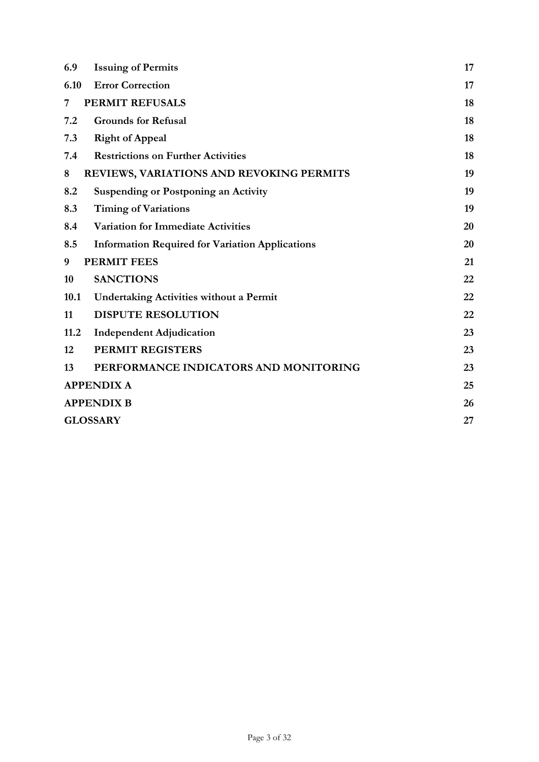| | | |
|---|---|---|
| **6.9** | **Issuing of Permits** | **17** |
| **6.10** | **Error Correction** | **17** |
| **7** | **PERMIT REFUSALS** | **18** |
| **7.2** | **Grounds for Refusal** | **18** |
| **7.3** | **Right of Appeal** | **18** |
| **7.4** | **Restrictions on Further Activities** | **18** |
| **8** | **REVIEWS, VARIATIONS AND REVOKING PERMITS** | **19** |
| **8.2** | **Suspending or Postponing an Activity** | **19** |
| **8.3** | **Timing of Variations** | **19** |
| **8.4** | **Variation for Immediate Activities** | **20** |
| **8.5** | **Information Required for Variation Applications** | **20** |
| **9** | **PERMIT FEES** | **21** |
| **10** | **SANCTIONS** | **22** |
| **10.1** | **Undertaking Activities without a Permit** | **22** |
| **11** | **DISPUTE RESOLUTION** | **22** |
| **11.2** | **Independent Adjudication** | **23** |
| **12** | **PERMIT REGISTERS** | **23** |
| **13** | **PERFORMANCE INDICATORS AND MONITORING** | **23** |
| | **APPENDIX A** | **25** |
| | **APPENDIX B** | **26** |
| | **GLOSSARY** | **27** |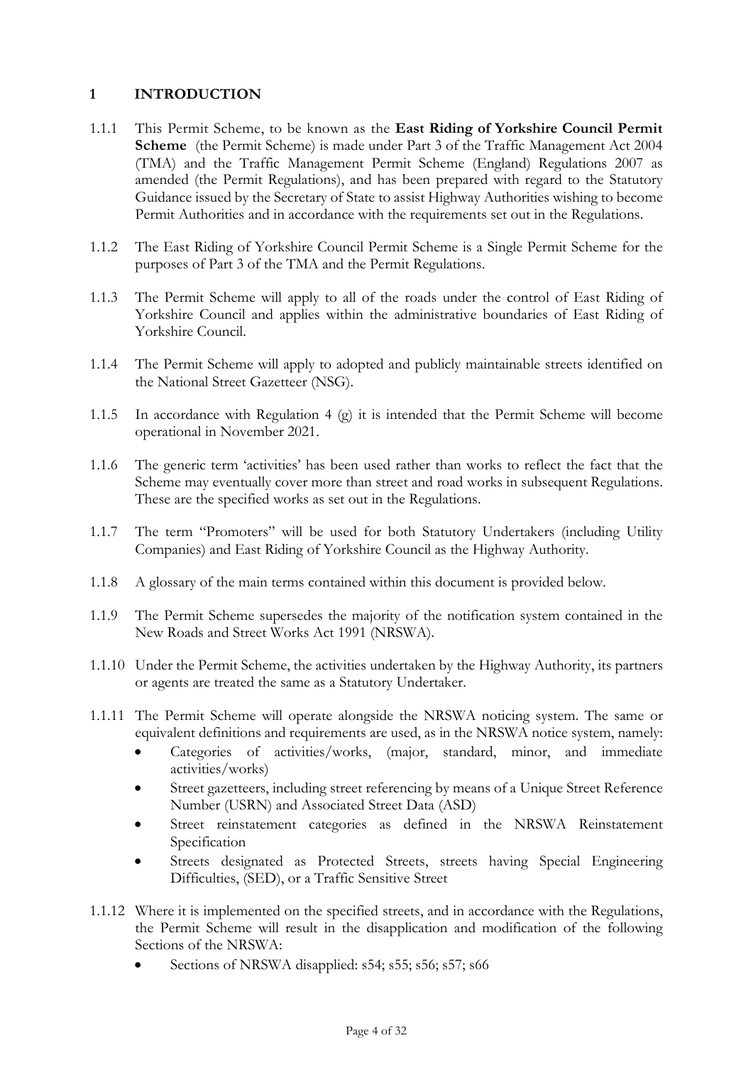## 1 INTRODUCTION

1.1.1 This Permit Scheme, to be known as the **East Riding of Yorkshire Council Permit Scheme** (the Permit Scheme) is made under Part 3 of the Traffic Management Act 2004 (TMA) and the Traffic Management Permit Scheme (England) Regulations 2007 as amended (the Permit Regulations), and has been prepared with regard to the Statutory Guidance issued by the Secretary of State to assist Highway Authorities wishing to become Permit Authorities and in accordance with the requirements set out in the Regulations.

1.1.2 The East Riding of Yorkshire Council Permit Scheme is a Single Permit Scheme for the purposes of Part 3 of the TMA and the Permit Regulations.

1.1.3 The Permit Scheme will apply to all of the roads under the control of East Riding of Yorkshire Council and applies within the administrative boundaries of East Riding of Yorkshire Council.

1.1.4 The Permit Scheme will apply to adopted and publicly maintainable streets identified on the National Street Gazetteer (NSG).

1.1.5 In accordance with Regulation 4 (g) it is intended that the Permit Scheme will become operational in November 2021.

1.1.6 The generic term 'activities' has been used rather than works to reflect the fact that the Scheme may eventually cover more than street and road works in subsequent Regulations. These are the specified works as set out in the Regulations.

1.1.7 The term "Promoters" will be used for both Statutory Undertakers (including Utility Companies) and East Riding of Yorkshire Council as the Highway Authority.

1.1.8 A glossary of the main terms contained within this document is provided below.

1.1.9 The Permit Scheme supersedes the majority of the notification system contained in the New Roads and Street Works Act 1991 (NRSWA).

1.1.10 Under the Permit Scheme, the activities undertaken by the Highway Authority, its partners or agents are treated the same as a Statutory Undertaker.

1.1.11 The Permit Scheme will operate alongside the NRSWA noticing system. The same or equivalent definitions and requirements are used, as in the NRSWA notice system, namely:

- Categories of activities/works, (major, standard, minor, and immediate activities/works)
- Street gazetteers, including street referencing by means of a Unique Street Reference Number (USRN) and Associated Street Data (ASD)
- Street reinstatement categories as defined in the NRSWA Reinstatement Specification
- Streets designated as Protected Streets, streets having Special Engineering Difficulties, (SED), or a Traffic Sensitive Street

1.1.12 Where it is implemented on the specified streets, and in accordance with the Regulations, the Permit Scheme will result in the disapplication and modification of the following Sections of the NRSWA:

- Sections of NRSWA disapplied: s54; s55; s56; s57; s66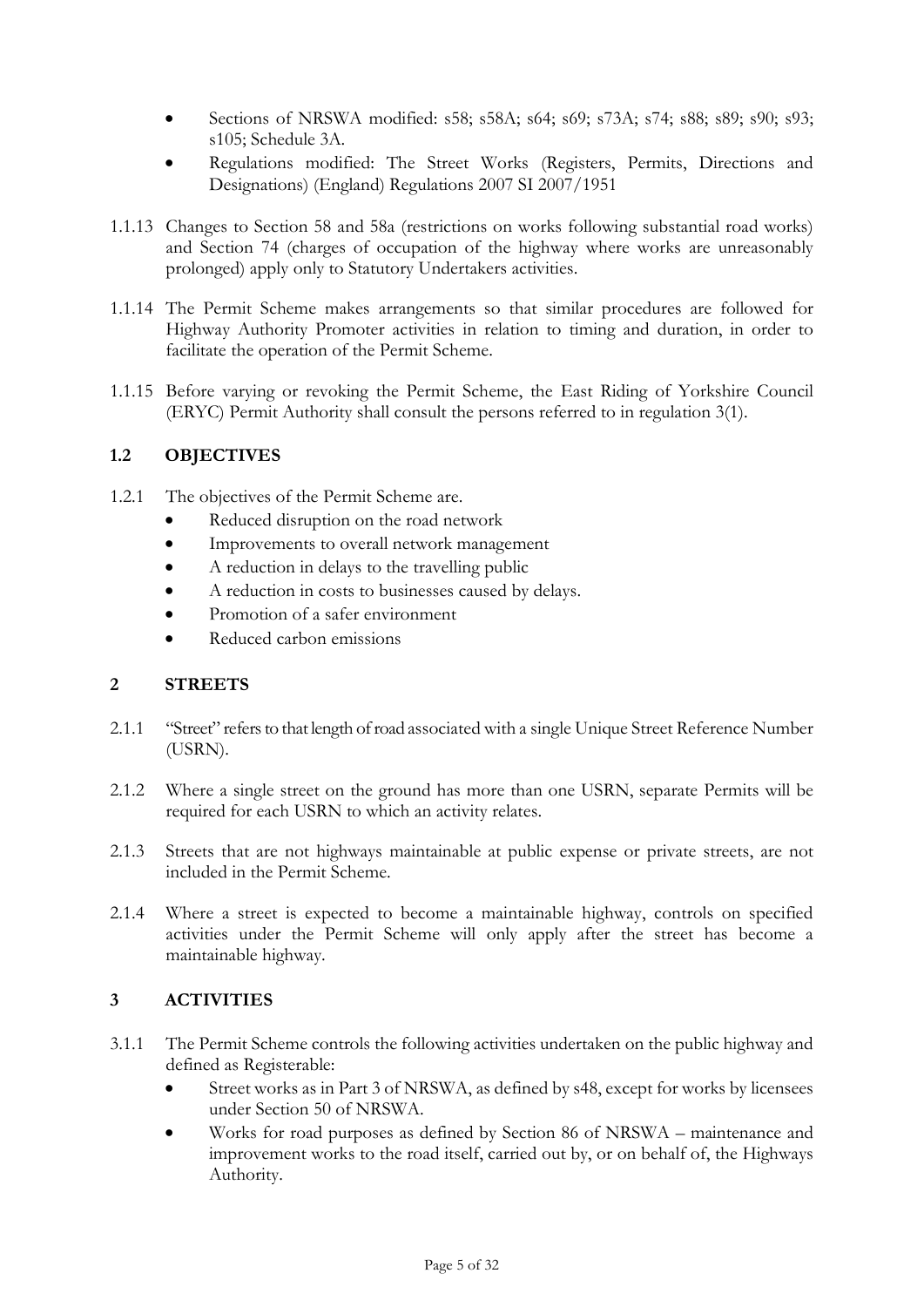- Sections of NRSWA modified: s58; s58A; s64; s69; s73A; s74; s88; s89; s90; s93; s105; Schedule 3A.
- Regulations modified: The Street Works (Registers, Permits, Directions and Designations) (England) Regulations 2007 SI 2007/1951

1.1.13 Changes to Section 58 and 58a (restrictions on works following substantial road works) and Section 74 (charges of occupation of the highway where works are unreasonably prolonged) apply only to Statutory Undertakers activities.

1.1.14 The Permit Scheme makes arrangements so that similar procedures are followed for Highway Authority Promoter activities in relation to timing and duration, in order to facilitate the operation of the Permit Scheme.

1.1.15 Before varying or revoking the Permit Scheme, the East Riding of Yorkshire Council (ERYC) Permit Authority shall consult the persons referred to in regulation 3(1).

## 1.2 OBJECTIVES

1.2.1 The objectives of the Permit Scheme are.

- Reduced disruption on the road network
- Improvements to overall network management
- A reduction in delays to the travelling public
- A reduction in costs to businesses caused by delays.
- Promotion of a safer environment
- Reduced carbon emissions

# 2 STREETS

2.1.1 "Street" refers to that length of road associated with a single Unique Street Reference Number (USRN).

2.1.2 Where a single street on the ground has more than one USRN, separate Permits will be required for each USRN to which an activity relates.

2.1.3 Streets that are not highways maintainable at public expense or private streets, are not included in the Permit Scheme.

2.1.4 Where a street is expected to become a maintainable highway, controls on specified activities under the Permit Scheme will only apply after the street has become a maintainable highway.

# 3 ACTIVITIES

3.1.1 The Permit Scheme controls the following activities undertaken on the public highway and defined as Registerable:

- Street works as in Part 3 of NRSWA, as defined by s48, except for works by licensees under Section 50 of NRSWA.
- Works for road purposes as defined by Section 86 of NRSWA – maintenance and improvement works to the road itself, carried out by, or on behalf of, the Highways Authority.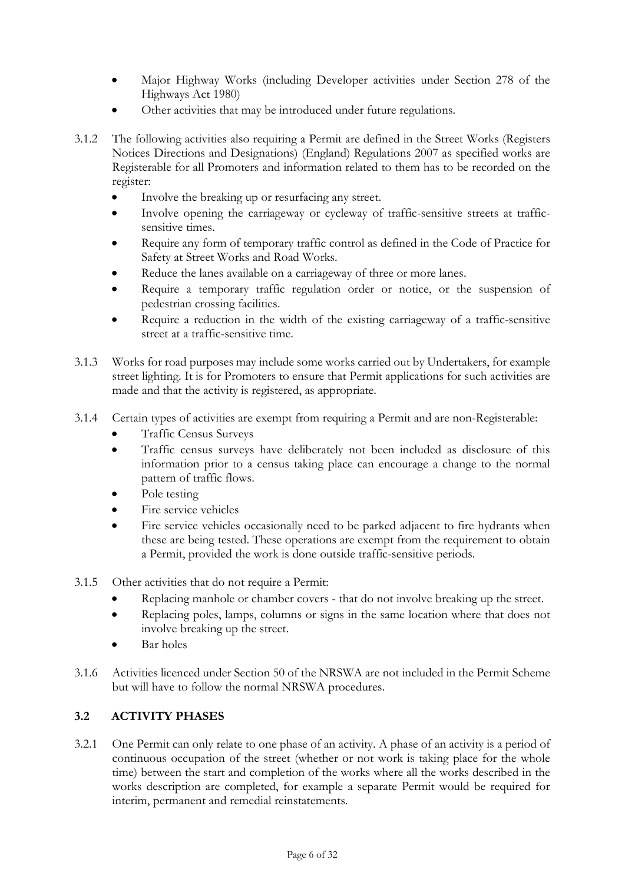- Major Highway Works (including Developer activities under Section 278 of the Highways Act 1980)
- Other activities that may be introduced under future regulations.

3.1.2 The following activities also requiring a Permit are defined in the Street Works (Registers Notices Directions and Designations) (England) Regulations 2007 as specified works are Registerable for all Promoters and information related to them has to be recorded on the register:

- Involve the breaking up or resurfacing any street.
- Involve opening the carriageway or cycleway of traffic-sensitive streets at traffic-sensitive times.
- Require any form of temporary traffic control as defined in the Code of Practice for Safety at Street Works and Road Works.
- Reduce the lanes available on a carriageway of three or more lanes.
- Require a temporary traffic regulation order or notice, or the suspension of pedestrian crossing facilities.
- Require a reduction in the width of the existing carriageway of a traffic-sensitive street at a traffic-sensitive time.

3.1.3 Works for road purposes may include some works carried out by Undertakers, for example street lighting. It is for Promoters to ensure that Permit applications for such activities are made and that the activity is registered, as appropriate.

3.1.4 Certain types of activities are exempt from requiring a Permit and are non-Registerable:

- Traffic Census Surveys
- Traffic census surveys have deliberately not been included as disclosure of this information prior to a census taking place can encourage a change to the normal pattern of traffic flows.
- Pole testing
- Fire service vehicles
- Fire service vehicles occasionally need to be parked adjacent to fire hydrants when these are being tested. These operations are exempt from the requirement to obtain a Permit, provided the work is done outside traffic-sensitive periods.

3.1.5 Other activities that do not require a Permit:

- Replacing manhole or chamber covers - that do not involve breaking up the street.
- Replacing poles, lamps, columns or signs in the same location where that does not involve breaking up the street.
- Bar holes

3.1.6 Activities licenced under Section 50 of the NRSWA are not included in the Permit Scheme but will have to follow the normal NRSWA procedures.

### 3.2 ACTIVITY PHASES

3.2.1 One Permit can only relate to one phase of an activity. A phase of an activity is a period of continuous occupation of the street (whether or not work is taking place for the whole time) between the start and completion of the works where all the works described in the works description are completed, for example a separate Permit would be required for interim, permanent and remedial reinstatements.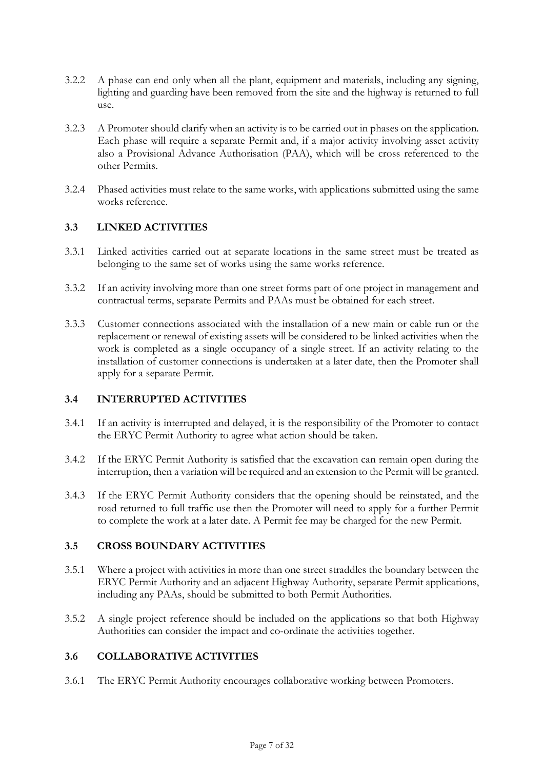3.2.2 A phase can end only when all the plant, equipment and materials, including any signing, lighting and guarding have been removed from the site and the highway is returned to full use.

3.2.3 A Promoter should clarify when an activity is to be carried out in phases on the application. Each phase will require a separate Permit and, if a major activity involving asset activity also a Provisional Advance Authorisation (PAA), which will be cross referenced to the other Permits.

3.2.4 Phased activities must relate to the same works, with applications submitted using the same works reference.

### 3.3 LINKED ACTIVITIES

3.3.1 Linked activities carried out at separate locations in the same street must be treated as belonging to the same set of works using the same works reference.

3.3.2 If an activity involving more than one street forms part of one project in management and contractual terms, separate Permits and PAAs must be obtained for each street.

3.3.3 Customer connections associated with the installation of a new main or cable run or the replacement or renewal of existing assets will be considered to be linked activities when the work is completed as a single occupancy of a single street. If an activity relating to the installation of customer connections is undertaken at a later date, then the Promoter shall apply for a separate Permit.

### 3.4 INTERRUPTED ACTIVITIES

3.4.1 If an activity is interrupted and delayed, it is the responsibility of the Promoter to contact the ERYC Permit Authority to agree what action should be taken.

3.4.2 If the ERYC Permit Authority is satisfied that the excavation can remain open during the interruption, then a variation will be required and an extension to the Permit will be granted.

3.4.3 If the ERYC Permit Authority considers that the opening should be reinstated, and the road returned to full traffic use then the Promoter will need to apply for a further Permit to complete the work at a later date. A Permit fee may be charged for the new Permit.

### 3.5 CROSS BOUNDARY ACTIVITIES

3.5.1 Where a project with activities in more than one street straddles the boundary between the ERYC Permit Authority and an adjacent Highway Authority, separate Permit applications, including any PAAs, should be submitted to both Permit Authorities.

3.5.2 A single project reference should be included on the applications so that both Highway Authorities can consider the impact and co-ordinate the activities together.

### 3.6 COLLABORATIVE ACTIVITIES

3.6.1 The ERYC Permit Authority encourages collaborative working between Promoters.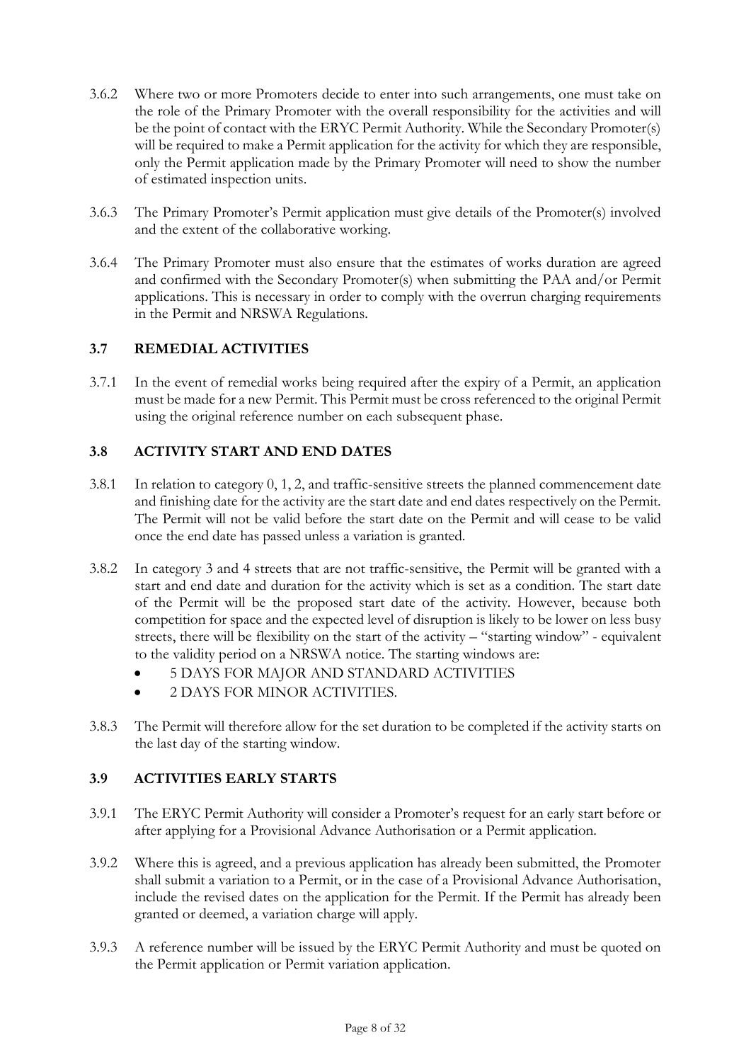3.6.2 Where two or more Promoters decide to enter into such arrangements, one must take on the role of the Primary Promoter with the overall responsibility for the activities and will be the point of contact with the ERYC Permit Authority. While the Secondary Promoter(s) will be required to make a Permit application for the activity for which they are responsible, only the Permit application made by the Primary Promoter will need to show the number of estimated inspection units.

3.6.3 The Primary Promoter's Permit application must give details of the Promoter(s) involved and the extent of the collaborative working.

3.6.4 The Primary Promoter must also ensure that the estimates of works duration are agreed and confirmed with the Secondary Promoter(s) when submitting the PAA and/or Permit applications. This is necessary in order to comply with the overrun charging requirements in the Permit and NRSWA Regulations.

## 3.7 REMEDIAL ACTIVITIES

3.7.1 In the event of remedial works being required after the expiry of a Permit, an application must be made for a new Permit. This Permit must be cross referenced to the original Permit using the original reference number on each subsequent phase.

## 3.8 ACTIVITY START AND END DATES

3.8.1 In relation to category 0, 1, 2, and traffic-sensitive streets the planned commencement date and finishing date for the activity are the start date and end dates respectively on the Permit. The Permit will not be valid before the start date on the Permit and will cease to be valid once the end date has passed unless a variation is granted.

3.8.2 In category 3 and 4 streets that are not traffic-sensitive, the Permit will be granted with a start and end date and duration for the activity which is set as a condition. The start date of the Permit will be the proposed start date of the activity. However, because both competition for space and the expected level of disruption is likely to be lower on less busy streets, there will be flexibility on the start of the activity – "starting window" - equivalent to the validity period on a NRSWA notice. The starting windows are:

- 5 DAYS FOR MAJOR AND STANDARD ACTIVITIES
- 2 DAYS FOR MINOR ACTIVITIES.

3.8.3 The Permit will therefore allow for the set duration to be completed if the activity starts on the last day of the starting window.

## 3.9 ACTIVITIES EARLY STARTS

3.9.1 The ERYC Permit Authority will consider a Promoter's request for an early start before or after applying for a Provisional Advance Authorisation or a Permit application.

3.9.2 Where this is agreed, and a previous application has already been submitted, the Promoter shall submit a variation to a Permit, or in the case of a Provisional Advance Authorisation, include the revised dates on the application for the Permit. If the Permit has already been granted or deemed, a variation charge will apply.

3.9.3 A reference number will be issued by the ERYC Permit Authority and must be quoted on the Permit application or Permit variation application.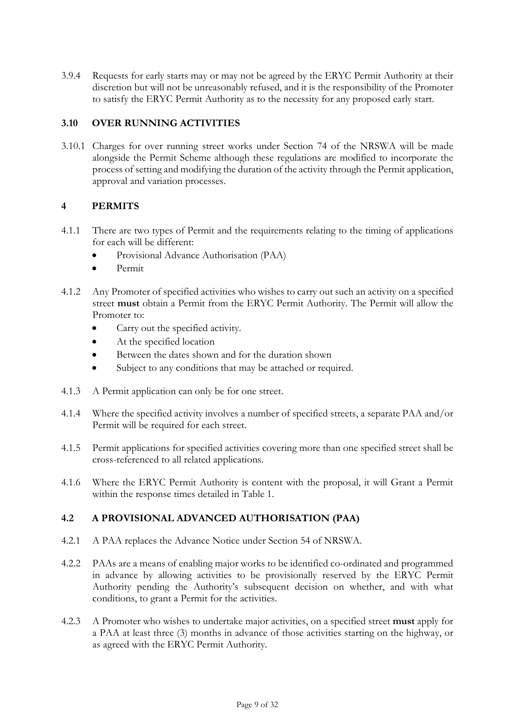3.9.4 Requests for early starts may or may not be agreed by the ERYC Permit Authority at their discretion but will not be unreasonably refused, and it is the responsibility of the Promoter to satisfy the ERYC Permit Authority as to the necessity for any proposed early start.

### 3.10 OVER RUNNING ACTIVITIES

3.10.1 Charges for over running street works under Section 74 of the NRSWA will be made alongside the Permit Scheme although these regulations are modified to incorporate the process of setting and modifying the duration of the activity through the Permit application, approval and variation processes.

## 4 PERMITS

4.1.1 There are two types of Permit and the requirements relating to the timing of applications for each will be different:

- Provisional Advance Authorisation (PAA)
- Permit

4.1.2 Any Promoter of specified activities who wishes to carry out such an activity on a specified street **must** obtain a Permit from the ERYC Permit Authority. The Permit will allow the Promoter to:

- Carry out the specified activity.
- At the specified location
- Between the dates shown and for the duration shown
- Subject to any conditions that may be attached or required.

4.1.3 A Permit application can only be for one street.

4.1.4 Where the specified activity involves a number of specified streets, a separate PAA and/or Permit will be required for each street.

4.1.5 Permit applications for specified activities covering more than one specified street shall be cross-referenced to all related applications.

4.1.6 Where the ERYC Permit Authority is content with the proposal, it will Grant a Permit within the response times detailed in Table 1.

### 4.2 A PROVISIONAL ADVANCED AUTHORISATION (PAA)

4.2.1 A PAA replaces the Advance Notice under Section 54 of NRSWA.

4.2.2 PAAs are a means of enabling major works to be identified co-ordinated and programmed in advance by allowing activities to be provisionally reserved by the ERYC Permit Authority pending the Authority's subsequent decision on whether, and with what conditions, to grant a Permit for the activities.

4.2.3 A Promoter who wishes to undertake major activities, on a specified street **must** apply for a PAA at least three (3) months in advance of those activities starting on the highway, or as agreed with the ERYC Permit Authority.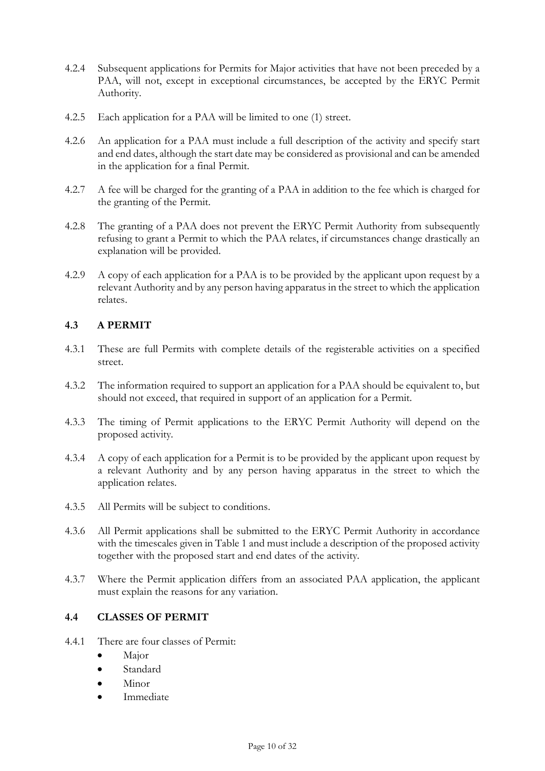4.2.4 Subsequent applications for Permits for Major activities that have not been preceded by a PAA, will not, except in exceptional circumstances, be accepted by the ERYC Permit Authority.

4.2.5 Each application for a PAA will be limited to one (1) street.

4.2.6 An application for a PAA must include a full description of the activity and specify start and end dates, although the start date may be considered as provisional and can be amended in the application for a final Permit.

4.2.7 A fee will be charged for the granting of a PAA in addition to the fee which is charged for the granting of the Permit.

4.2.8 The granting of a PAA does not prevent the ERYC Permit Authority from subsequently refusing to grant a Permit to which the PAA relates, if circumstances change drastically an explanation will be provided.

4.2.9 A copy of each application for a PAA is to be provided by the applicant upon request by a relevant Authority and by any person having apparatus in the street to which the application relates.

### 4.3 A PERMIT

4.3.1 These are full Permits with complete details of the registerable activities on a specified street.

4.3.2 The information required to support an application for a PAA should be equivalent to, but should not exceed, that required in support of an application for a Permit.

4.3.3 The timing of Permit applications to the ERYC Permit Authority will depend on the proposed activity.

4.3.4 A copy of each application for a Permit is to be provided by the applicant upon request by a relevant Authority and by any person having apparatus in the street to which the application relates.

4.3.5 All Permits will be subject to conditions.

4.3.6 All Permit applications shall be submitted to the ERYC Permit Authority in accordance with the timescales given in Table 1 and must include a description of the proposed activity together with the proposed start and end dates of the activity.

4.3.7 Where the Permit application differs from an associated PAA application, the applicant must explain the reasons for any variation.

### 4.4 CLASSES OF PERMIT

4.4.1 There are four classes of Permit:

- Major
- Standard
- Minor
- Immediate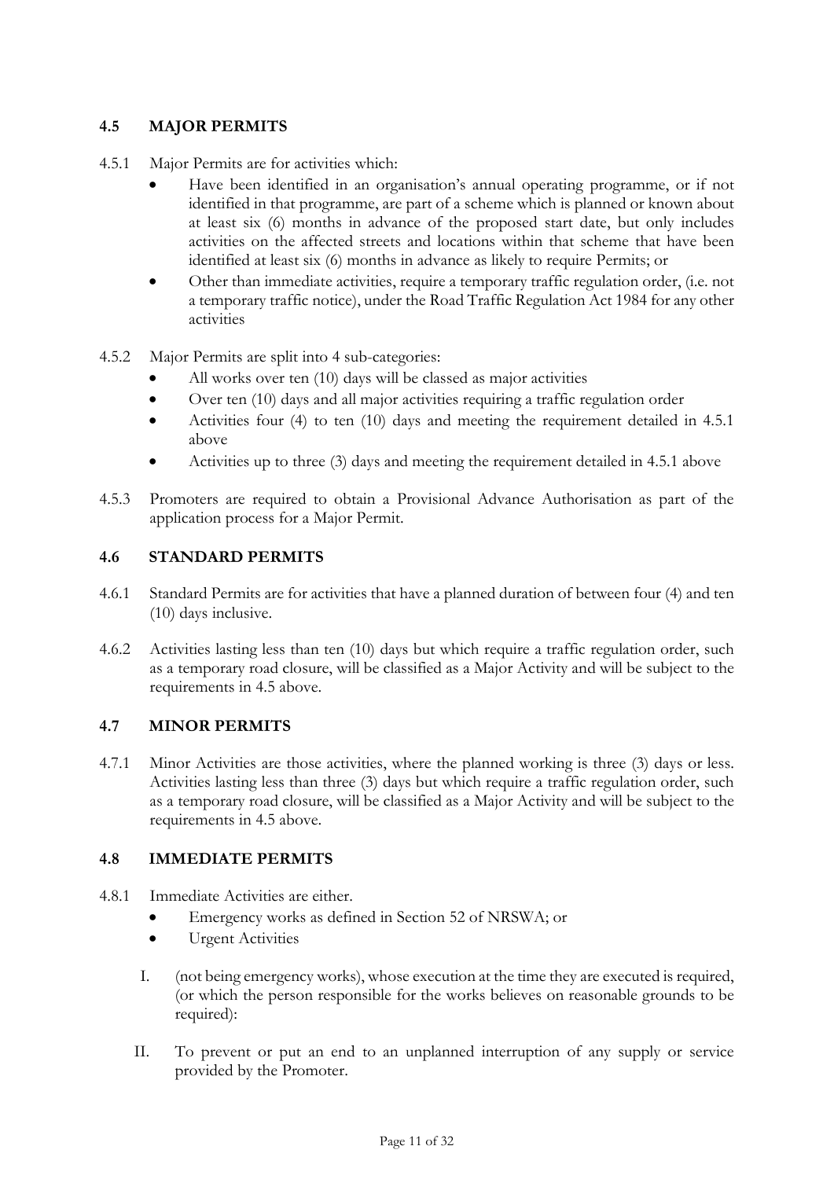## 4.5 MAJOR PERMITS

4.5.1 Major Permits are for activities which:

- Have been identified in an organisation's annual operating programme, or if not identified in that programme, are part of a scheme which is planned or known about at least six (6) months in advance of the proposed start date, but only includes activities on the affected streets and locations within that scheme that have been identified at least six (6) months in advance as likely to require Permits; or
- Other than immediate activities, require a temporary traffic regulation order, (i.e. not a temporary traffic notice), under the Road Traffic Regulation Act 1984 for any other activities

4.5.2 Major Permits are split into 4 sub-categories:

- All works over ten (10) days will be classed as major activities
- Over ten (10) days and all major activities requiring a traffic regulation order
- Activities four (4) to ten (10) days and meeting the requirement detailed in 4.5.1 above
- Activities up to three (3) days and meeting the requirement detailed in 4.5.1 above

4.5.3 Promoters are required to obtain a Provisional Advance Authorisation as part of the application process for a Major Permit.

## 4.6 STANDARD PERMITS

4.6.1 Standard Permits are for activities that have a planned duration of between four (4) and ten (10) days inclusive.

4.6.2 Activities lasting less than ten (10) days but which require a traffic regulation order, such as a temporary road closure, will be classified as a Major Activity and will be subject to the requirements in 4.5 above.

## 4.7 MINOR PERMITS

4.7.1 Minor Activities are those activities, where the planned working is three (3) days or less. Activities lasting less than three (3) days but which require a traffic regulation order, such as a temporary road closure, will be classified as a Major Activity and will be subject to the requirements in 4.5 above.

## 4.8 IMMEDIATE PERMITS

4.8.1 Immediate Activities are either.

- Emergency works as defined in Section 52 of NRSWA; or
- Urgent Activities

I. (not being emergency works), whose execution at the time they are executed is required, (or which the person responsible for the works believes on reasonable grounds to be required):

II. To prevent or put an end to an unplanned interruption of any supply or service provided by the Promoter.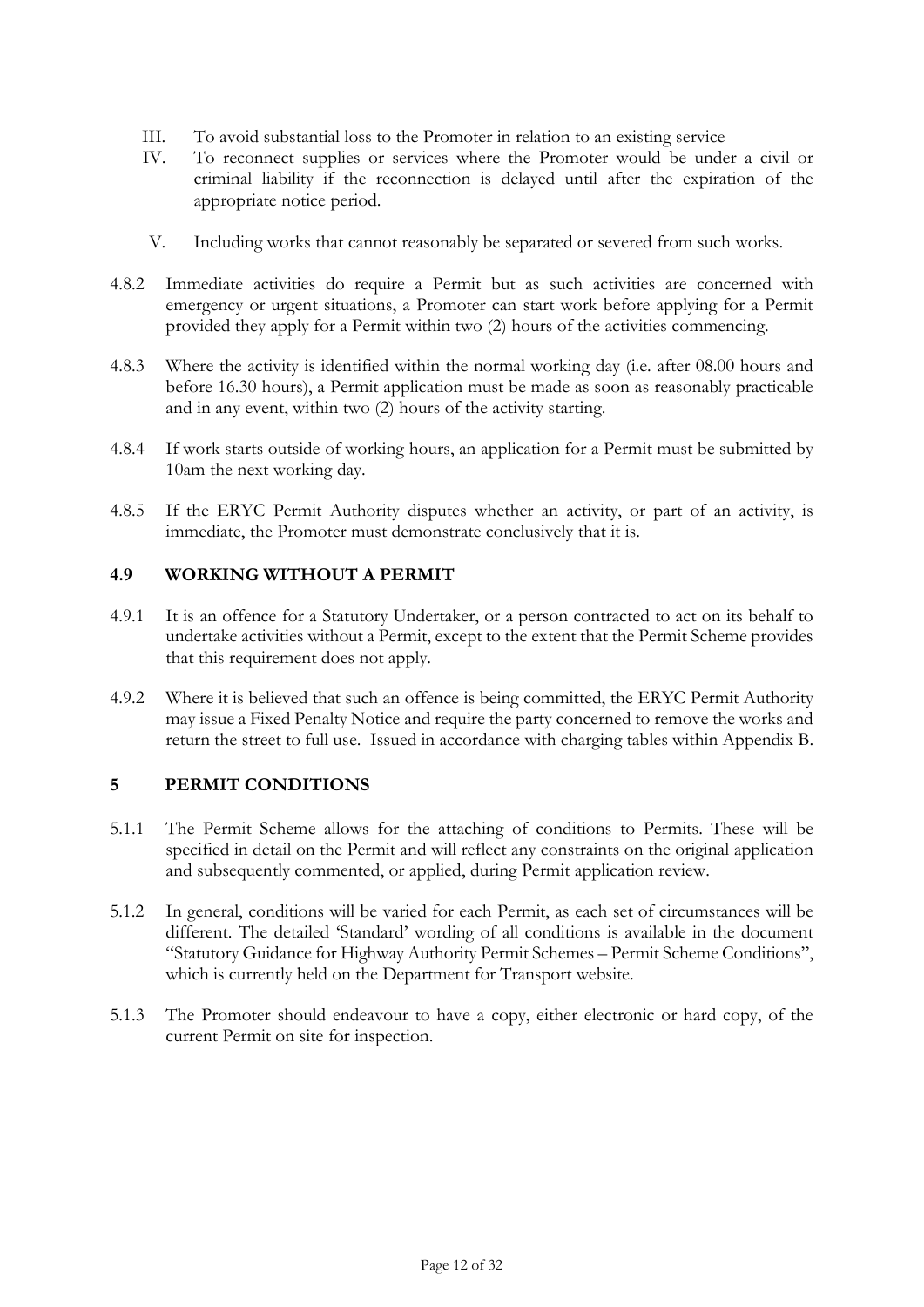III. To avoid substantial loss to the Promoter in relation to an existing service

IV. To reconnect supplies or services where the Promoter would be under a civil or criminal liability if the reconnection is delayed until after the expiration of the appropriate notice period.

V. Including works that cannot reasonably be separated or severed from such works.

4.8.2 Immediate activities do require a Permit but as such activities are concerned with emergency or urgent situations, a Promoter can start work before applying for a Permit provided they apply for a Permit within two (2) hours of the activities commencing.

4.8.3 Where the activity is identified within the normal working day (i.e. after 08.00 hours and before 16.30 hours), a Permit application must be made as soon as reasonably practicable and in any event, within two (2) hours of the activity starting.

4.8.4 If work starts outside of working hours, an application for a Permit must be submitted by 10am the next working day.

4.8.5 If the ERYC Permit Authority disputes whether an activity, or part of an activity, is immediate, the Promoter must demonstrate conclusively that it is.

### 4.9 WORKING WITHOUT A PERMIT

4.9.1 It is an offence for a Statutory Undertaker, or a person contracted to act on its behalf to undertake activities without a Permit, except to the extent that the Permit Scheme provides that this requirement does not apply.

4.9.2 Where it is believed that such an offence is being committed, the ERYC Permit Authority may issue a Fixed Penalty Notice and require the party concerned to remove the works and return the street to full use. Issued in accordance with charging tables within Appendix B.

## 5 PERMIT CONDITIONS

5.1.1 The Permit Scheme allows for the attaching of conditions to Permits. These will be specified in detail on the Permit and will reflect any constraints on the original application and subsequently commented, or applied, during Permit application review.

5.1.2 In general, conditions will be varied for each Permit, as each set of circumstances will be different. The detailed 'Standard' wording of all conditions is available in the document "Statutory Guidance for Highway Authority Permit Schemes – Permit Scheme Conditions", which is currently held on the Department for Transport website.

5.1.3 The Promoter should endeavour to have a copy, either electronic or hard copy, of the current Permit on site for inspection.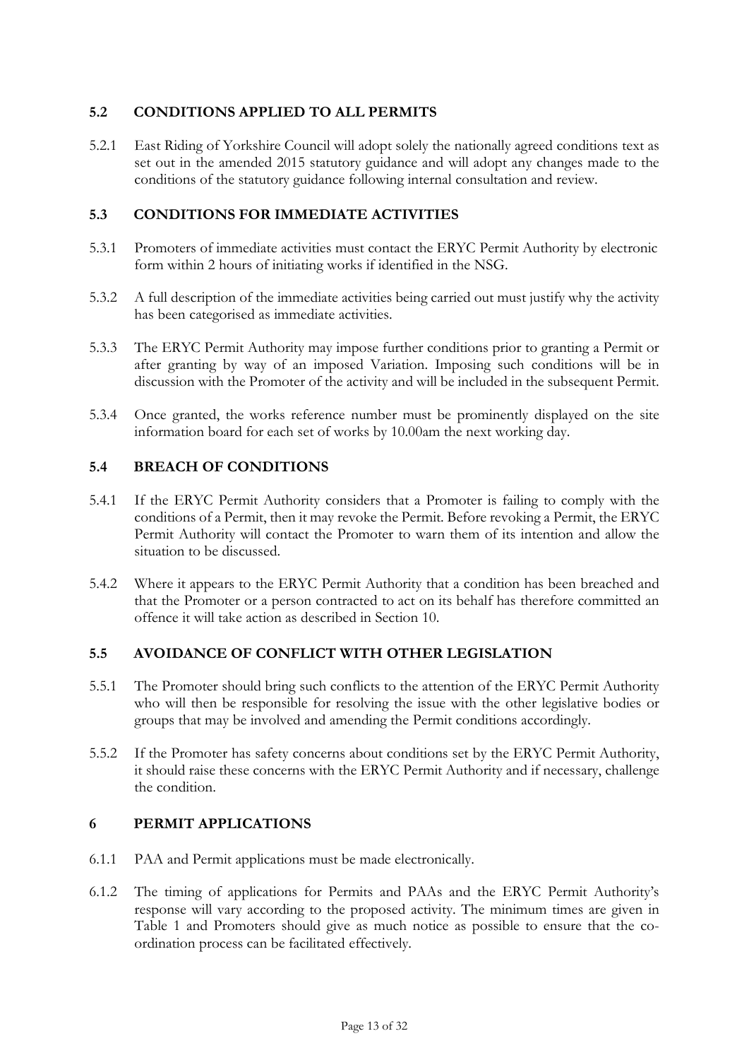## 5.2 CONDITIONS APPLIED TO ALL PERMITS

5.2.1 East Riding of Yorkshire Council will adopt solely the nationally agreed conditions text as set out in the amended 2015 statutory guidance and will adopt any changes made to the conditions of the statutory guidance following internal consultation and review.

## 5.3 CONDITIONS FOR IMMEDIATE ACTIVITIES

5.3.1 Promoters of immediate activities must contact the ERYC Permit Authority by electronic form within 2 hours of initiating works if identified in the NSG.

5.3.2 A full description of the immediate activities being carried out must justify why the activity has been categorised as immediate activities.

5.3.3 The ERYC Permit Authority may impose further conditions prior to granting a Permit or after granting by way of an imposed Variation. Imposing such conditions will be in discussion with the Promoter of the activity and will be included in the subsequent Permit.

5.3.4 Once granted, the works reference number must be prominently displayed on the site information board for each set of works by 10.00am the next working day.

## 5.4 BREACH OF CONDITIONS

5.4.1 If the ERYC Permit Authority considers that a Promoter is failing to comply with the conditions of a Permit, then it may revoke the Permit. Before revoking a Permit, the ERYC Permit Authority will contact the Promoter to warn them of its intention and allow the situation to be discussed.

5.4.2 Where it appears to the ERYC Permit Authority that a condition has been breached and that the Promoter or a person contracted to act on its behalf has therefore committed an offence it will take action as described in Section 10.

## 5.5 AVOIDANCE OF CONFLICT WITH OTHER LEGISLATION

5.5.1 The Promoter should bring such conflicts to the attention of the ERYC Permit Authority who will then be responsible for resolving the issue with the other legislative bodies or groups that may be involved and amending the Permit conditions accordingly.

5.5.2 If the Promoter has safety concerns about conditions set by the ERYC Permit Authority, it should raise these concerns with the ERYC Permit Authority and if necessary, challenge the condition.

# 6 PERMIT APPLICATIONS

6.1.1 PAA and Permit applications must be made electronically.

6.1.2 The timing of applications for Permits and PAAs and the ERYC Permit Authority's response will vary according to the proposed activity. The minimum times are given in Table 1 and Promoters should give as much notice as possible to ensure that the co-ordination process can be facilitated effectively.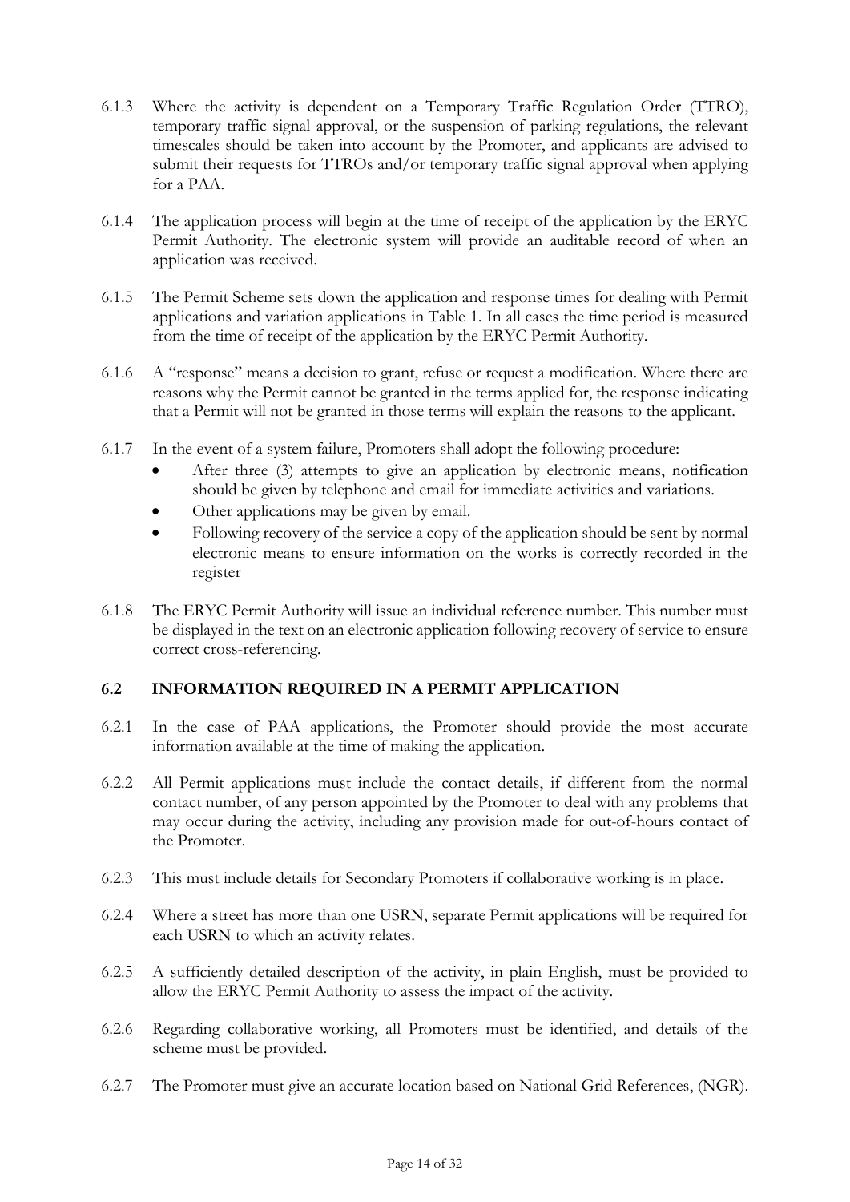6.1.3 Where the activity is dependent on a Temporary Traffic Regulation Order (TTRO), temporary traffic signal approval, or the suspension of parking regulations, the relevant timescales should be taken into account by the Promoter, and applicants are advised to submit their requests for TTROs and/or temporary traffic signal approval when applying for a PAA.

6.1.4 The application process will begin at the time of receipt of the application by the ERYC Permit Authority. The electronic system will provide an auditable record of when an application was received.

6.1.5 The Permit Scheme sets down the application and response times for dealing with Permit applications and variation applications in Table 1. In all cases the time period is measured from the time of receipt of the application by the ERYC Permit Authority.

6.1.6 A "response" means a decision to grant, refuse or request a modification. Where there are reasons why the Permit cannot be granted in the terms applied for, the response indicating that a Permit will not be granted in those terms will explain the reasons to the applicant.

6.1.7 In the event of a system failure, Promoters shall adopt the following procedure:

- After three (3) attempts to give an application by electronic means, notification should be given by telephone and email for immediate activities and variations.
- Other applications may be given by email.
- Following recovery of the service a copy of the application should be sent by normal electronic means to ensure information on the works is correctly recorded in the register

6.1.8 The ERYC Permit Authority will issue an individual reference number. This number must be displayed in the text on an electronic application following recovery of service to ensure correct cross-referencing.

## 6.2 INFORMATION REQUIRED IN A PERMIT APPLICATION

6.2.1 In the case of PAA applications, the Promoter should provide the most accurate information available at the time of making the application.

6.2.2 All Permit applications must include the contact details, if different from the normal contact number, of any person appointed by the Promoter to deal with any problems that may occur during the activity, including any provision made for out-of-hours contact of the Promoter.

6.2.3 This must include details for Secondary Promoters if collaborative working is in place.

6.2.4 Where a street has more than one USRN, separate Permit applications will be required for each USRN to which an activity relates.

6.2.5 A sufficiently detailed description of the activity, in plain English, must be provided to allow the ERYC Permit Authority to assess the impact of the activity.

6.2.6 Regarding collaborative working, all Promoters must be identified, and details of the scheme must be provided.

6.2.7 The Promoter must give an accurate location based on National Grid References, (NGR).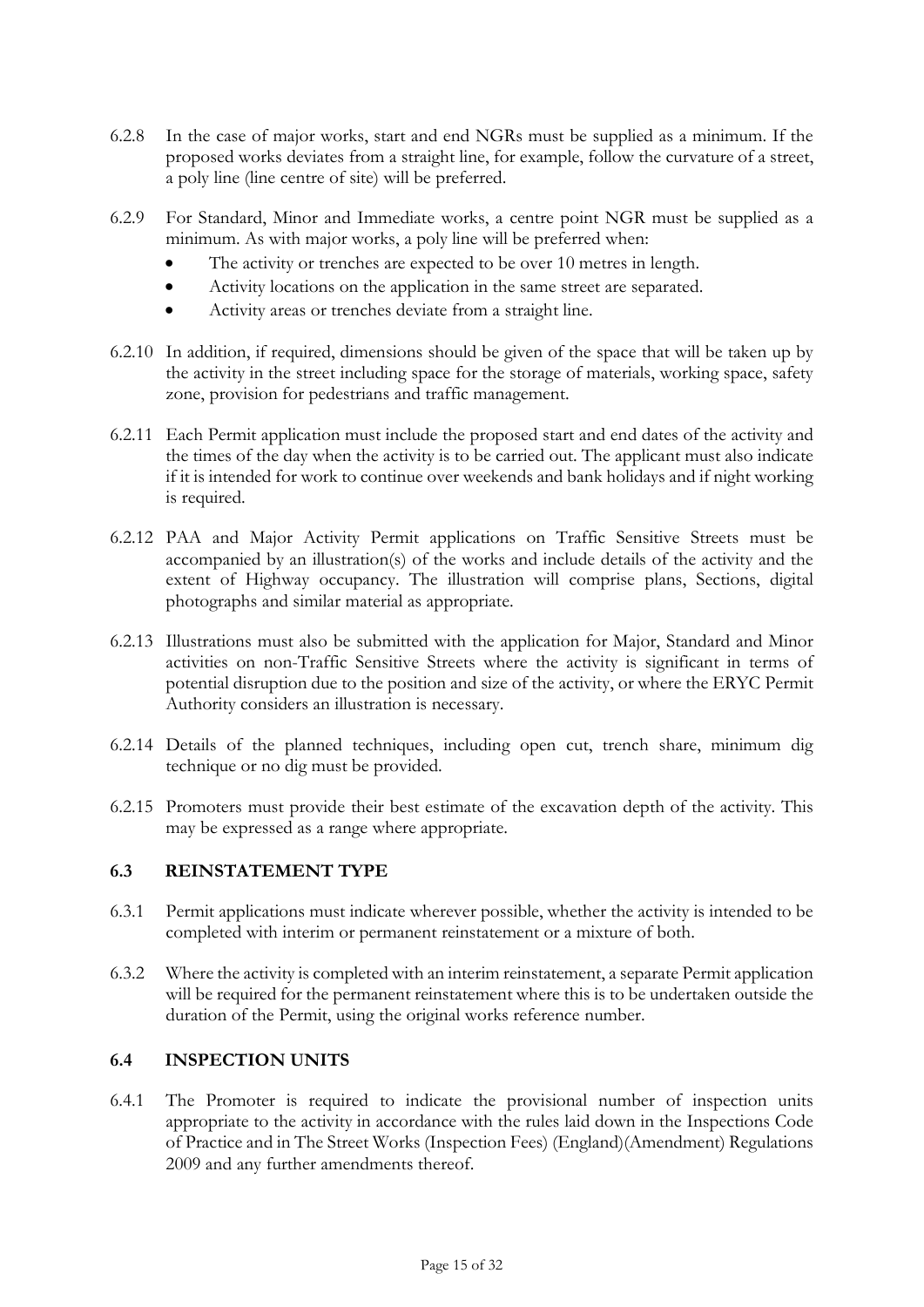6.2.8 In the case of major works, start and end NGRs must be supplied as a minimum. If the proposed works deviates from a straight line, for example, follow the curvature of a street, a poly line (line centre of site) will be preferred.

6.2.9 For Standard, Minor and Immediate works, a centre point NGR must be supplied as a minimum. As with major works, a poly line will be preferred when:

- The activity or trenches are expected to be over 10 metres in length.
- Activity locations on the application in the same street are separated.
- Activity areas or trenches deviate from a straight line.

6.2.10 In addition, if required, dimensions should be given of the space that will be taken up by the activity in the street including space for the storage of materials, working space, safety zone, provision for pedestrians and traffic management.

6.2.11 Each Permit application must include the proposed start and end dates of the activity and the times of the day when the activity is to be carried out. The applicant must also indicate if it is intended for work to continue over weekends and bank holidays and if night working is required.

6.2.12 PAA and Major Activity Permit applications on Traffic Sensitive Streets must be accompanied by an illustration(s) of the works and include details of the activity and the extent of Highway occupancy. The illustration will comprise plans, Sections, digital photographs and similar material as appropriate.

6.2.13 Illustrations must also be submitted with the application for Major, Standard and Minor activities on non-Traffic Sensitive Streets where the activity is significant in terms of potential disruption due to the position and size of the activity, or where the ERYC Permit Authority considers an illustration is necessary.

6.2.14 Details of the planned techniques, including open cut, trench share, minimum dig technique or no dig must be provided.

6.2.15 Promoters must provide their best estimate of the excavation depth of the activity. This may be expressed as a range where appropriate.

## 6.3 REINSTATEMENT TYPE

6.3.1 Permit applications must indicate wherever possible, whether the activity is intended to be completed with interim or permanent reinstatement or a mixture of both.

6.3.2 Where the activity is completed with an interim reinstatement, a separate Permit application will be required for the permanent reinstatement where this is to be undertaken outside the duration of the Permit, using the original works reference number.

## 6.4 INSPECTION UNITS

6.4.1 The Promoter is required to indicate the provisional number of inspection units appropriate to the activity in accordance with the rules laid down in the Inspections Code of Practice and in The Street Works (Inspection Fees) (England)(Amendment) Regulations 2009 and any further amendments thereof.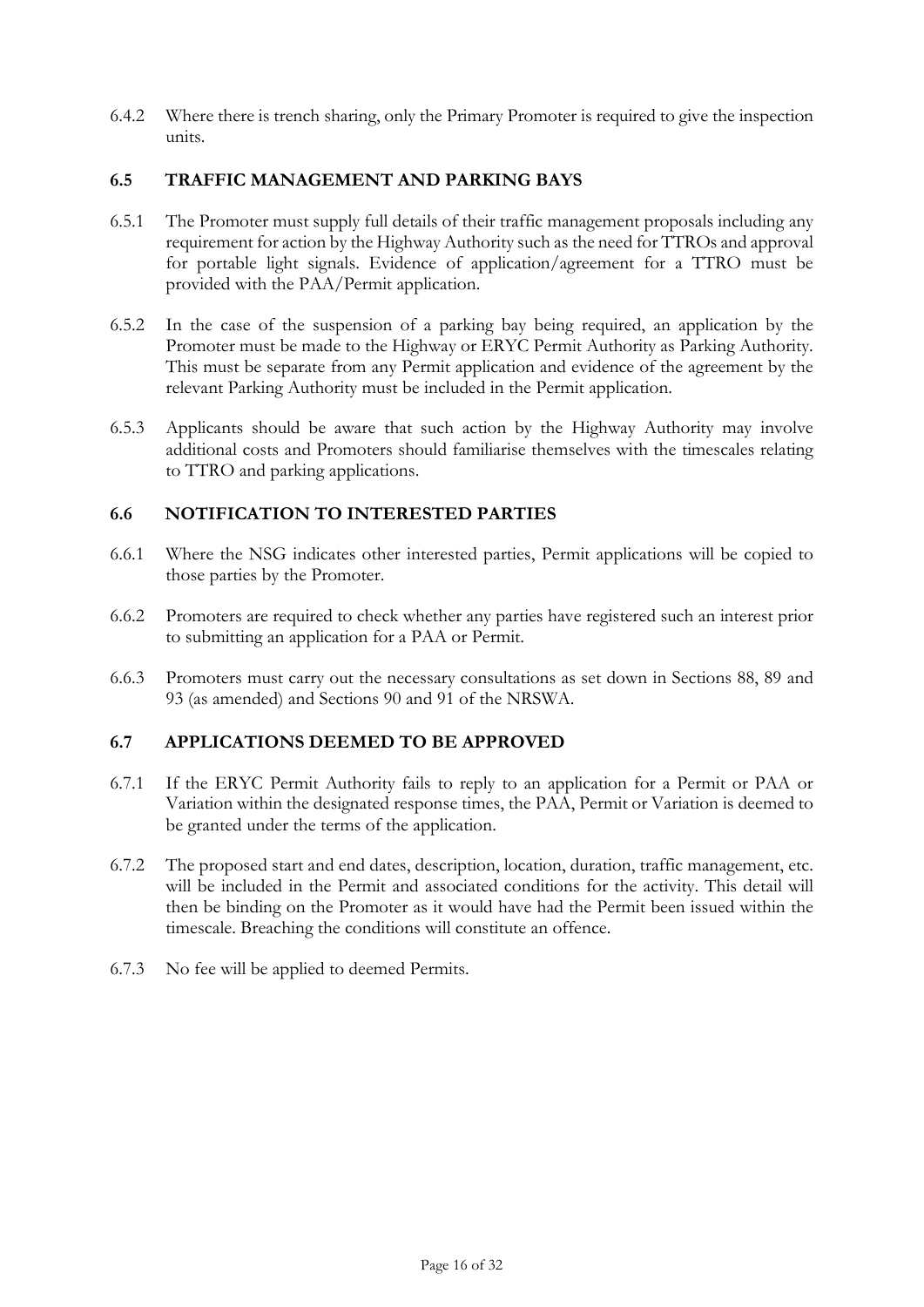6.4.2 Where there is trench sharing, only the Primary Promoter is required to give the inspection units.

## 6.5 TRAFFIC MANAGEMENT AND PARKING BAYS

6.5.1 The Promoter must supply full details of their traffic management proposals including any requirement for action by the Highway Authority such as the need for TTROs and approval for portable light signals. Evidence of application/agreement for a TTRO must be provided with the PAA/Permit application.

6.5.2 In the case of the suspension of a parking bay being required, an application by the Promoter must be made to the Highway or ERYC Permit Authority as Parking Authority. This must be separate from any Permit application and evidence of the agreement by the relevant Parking Authority must be included in the Permit application.

6.5.3 Applicants should be aware that such action by the Highway Authority may involve additional costs and Promoters should familiarise themselves with the timescales relating to TTRO and parking applications.

## 6.6 NOTIFICATION TO INTERESTED PARTIES

6.6.1 Where the NSG indicates other interested parties, Permit applications will be copied to those parties by the Promoter.

6.6.2 Promoters are required to check whether any parties have registered such an interest prior to submitting an application for a PAA or Permit.

6.6.3 Promoters must carry out the necessary consultations as set down in Sections 88, 89 and 93 (as amended) and Sections 90 and 91 of the NRSWA.

## 6.7 APPLICATIONS DEEMED TO BE APPROVED

6.7.1 If the ERYC Permit Authority fails to reply to an application for a Permit or PAA or Variation within the designated response times, the PAA, Permit or Variation is deemed to be granted under the terms of the application.

6.7.2 The proposed start and end dates, description, location, duration, traffic management, etc. will be included in the Permit and associated conditions for the activity. This detail will then be binding on the Promoter as it would have had the Permit been issued within the timescale. Breaching the conditions will constitute an offence.

6.7.3 No fee will be applied to deemed Permits.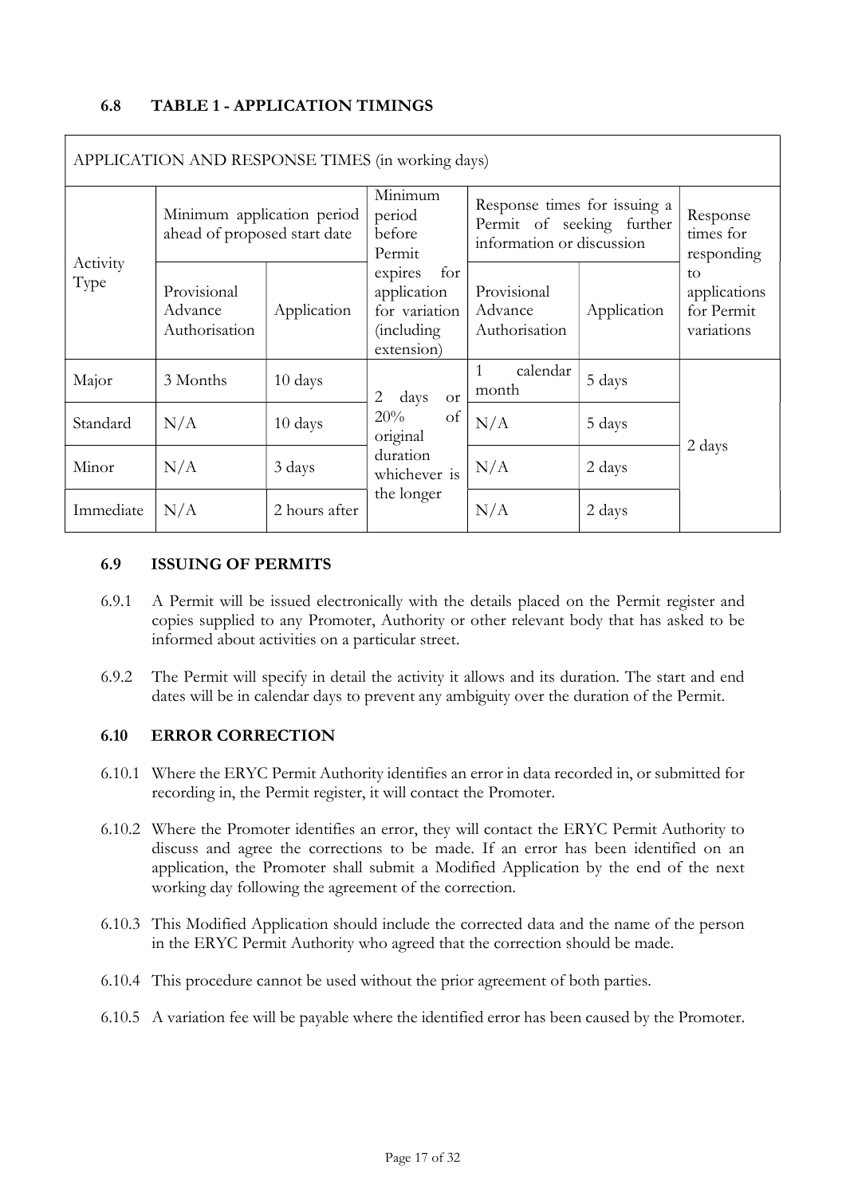## 6.8 TABLE 1 - APPLICATION TIMINGS

| APPLICATION AND RESPONSE TIMES (in working days) | | | | | | |
|---|---|---|---|---|---|---|
| Activity Type | Minimum application period ahead of proposed start date | | Minimum period before Permit expires for application for variation (including extension) | Response times for issuing a Permit of seeking further information or discussion | | Response times for responding to applications for Permit variations |
| | Provisional Advance Authorisation | Application | | Provisional Advance Authorisation | Application | |
| Major | 3 Months | 10 days | 2 days or 20% of original duration whichever is the longer | 1 calendar month | 5 days | 2 days |
| Standard | N/A | 10 days | | N/A | 5 days | |
| Minor | N/A | 3 days | | N/A | 2 days | |
| Immediate | N/A | 2 hours after | | N/A | 2 days | |

## 6.9 ISSUING OF PERMITS

6.9.1 A Permit will be issued electronically with the details placed on the Permit register and copies supplied to any Promoter, Authority or other relevant body that has asked to be informed about activities on a particular street.

6.9.2 The Permit will specify in detail the activity it allows and its duration. The start and end dates will be in calendar days to prevent any ambiguity over the duration of the Permit.

## 6.10 ERROR CORRECTION

6.10.1 Where the ERYC Permit Authority identifies an error in data recorded in, or submitted for recording in, the Permit register, it will contact the Promoter.

6.10.2 Where the Promoter identifies an error, they will contact the ERYC Permit Authority to discuss and agree the corrections to be made. If an error has been identified on an application, the Promoter shall submit a Modified Application by the end of the next working day following the agreement of the correction.

6.10.3 This Modified Application should include the corrected data and the name of the person in the ERYC Permit Authority who agreed that the correction should be made.

6.10.4 This procedure cannot be used without the prior agreement of both parties.

6.10.5 A variation fee will be payable where the identified error has been caused by the Promoter.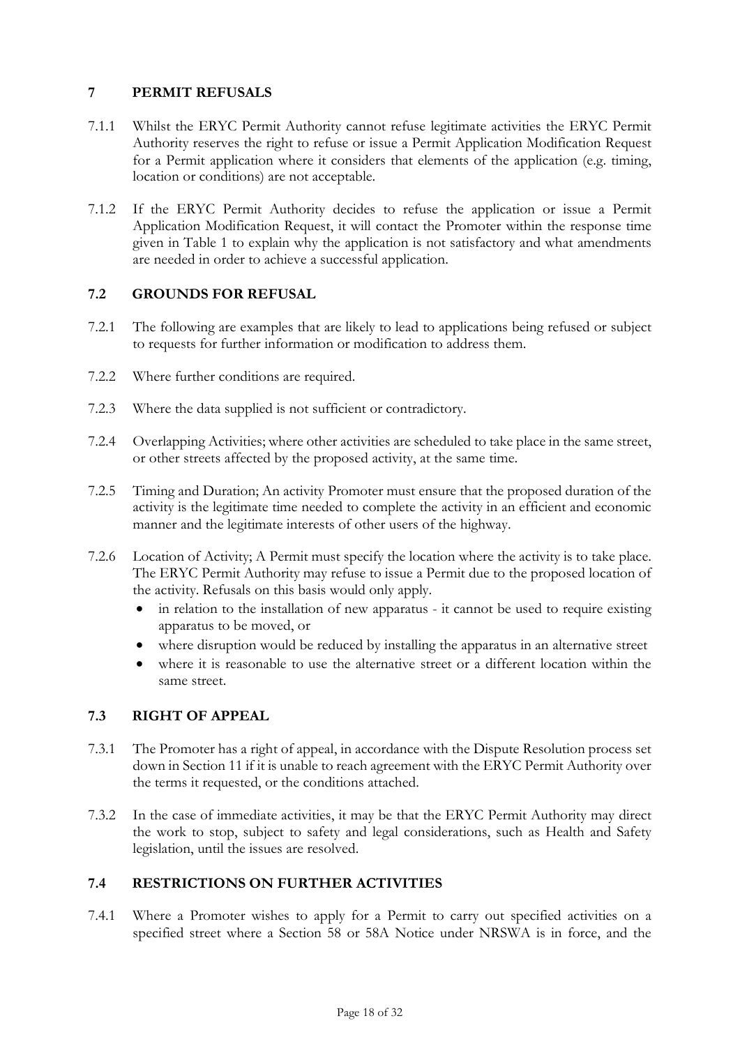## 7 PERMIT REFUSALS

7.1.1 Whilst the ERYC Permit Authority cannot refuse legitimate activities the ERYC Permit Authority reserves the right to refuse or issue a Permit Application Modification Request for a Permit application where it considers that elements of the application (e.g. timing, location or conditions) are not acceptable.

7.1.2 If the ERYC Permit Authority decides to refuse the application or issue a Permit Application Modification Request, it will contact the Promoter within the response time given in Table 1 to explain why the application is not satisfactory and what amendments are needed in order to achieve a successful application.

### 7.2 GROUNDS FOR REFUSAL

7.2.1 The following are examples that are likely to lead to applications being refused or subject to requests for further information or modification to address them.

7.2.2 Where further conditions are required.

7.2.3 Where the data supplied is not sufficient or contradictory.

7.2.4 Overlapping Activities; where other activities are scheduled to take place in the same street, or other streets affected by the proposed activity, at the same time.

7.2.5 Timing and Duration; An activity Promoter must ensure that the proposed duration of the activity is the legitimate time needed to complete the activity in an efficient and economic manner and the legitimate interests of other users of the highway.

7.2.6 Location of Activity; A Permit must specify the location where the activity is to take place. The ERYC Permit Authority may refuse to issue a Permit due to the proposed location of the activity. Refusals on this basis would only apply.

- in relation to the installation of new apparatus - it cannot be used to require existing apparatus to be moved, or
- where disruption would be reduced by installing the apparatus in an alternative street
- where it is reasonable to use the alternative street or a different location within the same street.

### 7.3 RIGHT OF APPEAL

7.3.1 The Promoter has a right of appeal, in accordance with the Dispute Resolution process set down in Section 11 if it is unable to reach agreement with the ERYC Permit Authority over the terms it requested, or the conditions attached.

7.3.2 In the case of immediate activities, it may be that the ERYC Permit Authority may direct the work to stop, subject to safety and legal considerations, such as Health and Safety legislation, until the issues are resolved.

### 7.4 RESTRICTIONS ON FURTHER ACTIVITIES

7.4.1 Where a Promoter wishes to apply for a Permit to carry out specified activities on a specified street where a Section 58 or 58A Notice under NRSWA is in force, and the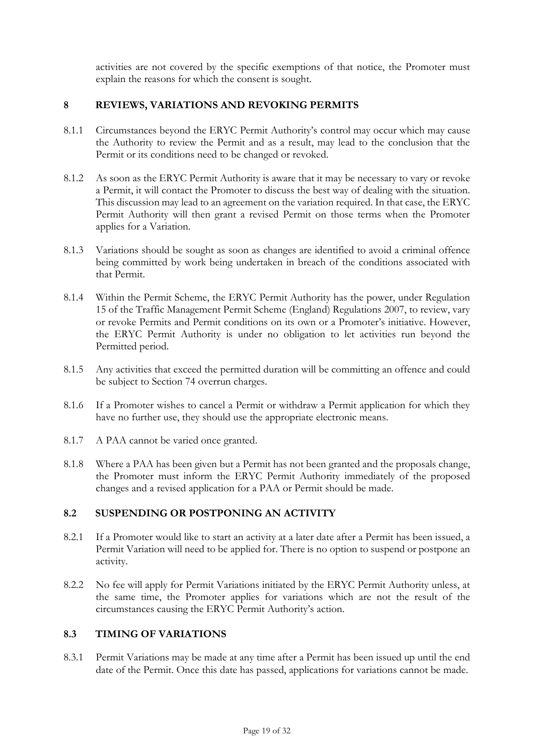activities are not covered by the specific exemptions of that notice, the Promoter must explain the reasons for which the consent is sought.

## 8 REVIEWS, VARIATIONS AND REVOKING PERMITS

8.1.1 Circumstances beyond the ERYC Permit Authority's control may occur which may cause the Authority to review the Permit and as a result, may lead to the conclusion that the Permit or its conditions need to be changed or revoked.

8.1.2 As soon as the ERYC Permit Authority is aware that it may be necessary to vary or revoke a Permit, it will contact the Promoter to discuss the best way of dealing with the situation. This discussion may lead to an agreement on the variation required. In that case, the ERYC Permit Authority will then grant a revised Permit on those terms when the Promoter applies for a Variation.

8.1.3 Variations should be sought as soon as changes are identified to avoid a criminal offence being committed by work being undertaken in breach of the conditions associated with that Permit.

8.1.4 Within the Permit Scheme, the ERYC Permit Authority has the power, under Regulation 15 of the Traffic Management Permit Scheme (England) Regulations 2007, to review, vary or revoke Permits and Permit conditions on its own or a Promoter's initiative. However, the ERYC Permit Authority is under no obligation to let activities run beyond the Permitted period.

8.1.5 Any activities that exceed the permitted duration will be committing an offence and could be subject to Section 74 overrun charges.

8.1.6 If a Promoter wishes to cancel a Permit or withdraw a Permit application for which they have no further use, they should use the appropriate electronic means.

8.1.7 A PAA cannot be varied once granted.

8.1.8 Where a PAA has been given but a Permit has not been granted and the proposals change, the Promoter must inform the ERYC Permit Authority immediately of the proposed changes and a revised application for a PAA or Permit should be made.

### 8.2 SUSPENDING OR POSTPONING AN ACTIVITY

8.2.1 If a Promoter would like to start an activity at a later date after a Permit has been issued, a Permit Variation will need to be applied for. There is no option to suspend or postpone an activity.

8.2.2 No fee will apply for Permit Variations initiated by the ERYC Permit Authority unless, at the same time, the Promoter applies for variations which are not the result of the circumstances causing the ERYC Permit Authority's action.

### 8.3 TIMING OF VARIATIONS

8.3.1 Permit Variations may be made at any time after a Permit has been issued up until the end date of the Permit. Once this date has passed, applications for variations cannot be made.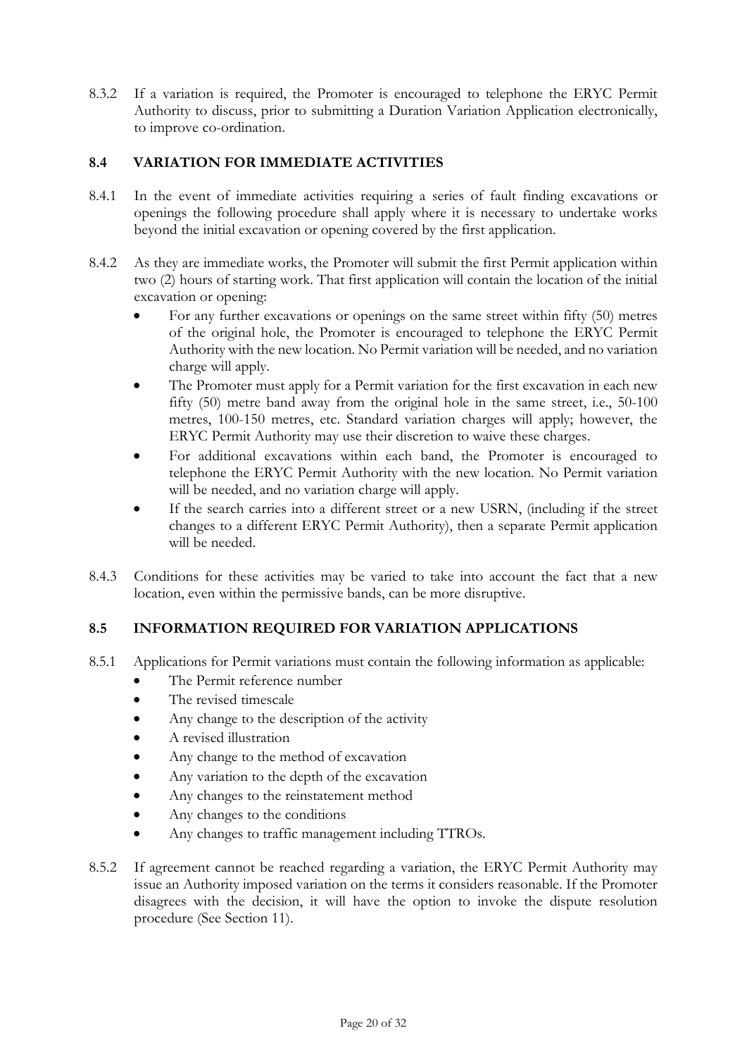8.3.2 If a variation is required, the Promoter is encouraged to telephone the ERYC Permit Authority to discuss, prior to submitting a Duration Variation Application electronically, to improve co-ordination.

### 8.4 VARIATION FOR IMMEDIATE ACTIVITIES

8.4.1 In the event of immediate activities requiring a series of fault finding excavations or openings the following procedure shall apply where it is necessary to undertake works beyond the initial excavation or opening covered by the first application.

8.4.2 As they are immediate works, the Promoter will submit the first Permit application within two (2) hours of starting work. That first application will contain the location of the initial excavation or opening:

- For any further excavations or openings on the same street within fifty (50) metres of the original hole, the Promoter is encouraged to telephone the ERYC Permit Authority with the new location. No Permit variation will be needed, and no variation charge will apply.
- The Promoter must apply for a Permit variation for the first excavation in each new fifty (50) metre band away from the original hole in the same street, i.e., 50-100 metres, 100-150 metres, etc. Standard variation charges will apply; however, the ERYC Permit Authority may use their discretion to waive these charges.
- For additional excavations within each band, the Promoter is encouraged to telephone the ERYC Permit Authority with the new location. No Permit variation will be needed, and no variation charge will apply.
- If the search carries into a different street or a new USRN, (including if the street changes to a different ERYC Permit Authority), then a separate Permit application will be needed.

8.4.3 Conditions for these activities may be varied to take into account the fact that a new location, even within the permissive bands, can be more disruptive.

### 8.5 INFORMATION REQUIRED FOR VARIATION APPLICATIONS

8.5.1 Applications for Permit variations must contain the following information as applicable:

- The Permit reference number
- The revised timescale
- Any change to the description of the activity
- A revised illustration
- Any change to the method of excavation
- Any variation to the depth of the excavation
- Any changes to the reinstatement method
- Any changes to the conditions
- Any changes to traffic management including TTROs.

8.5.2 If agreement cannot be reached regarding a variation, the ERYC Permit Authority may issue an Authority imposed variation on the terms it considers reasonable. If the Promoter disagrees with the decision, it will have the option to invoke the dispute resolution procedure (See Section 11).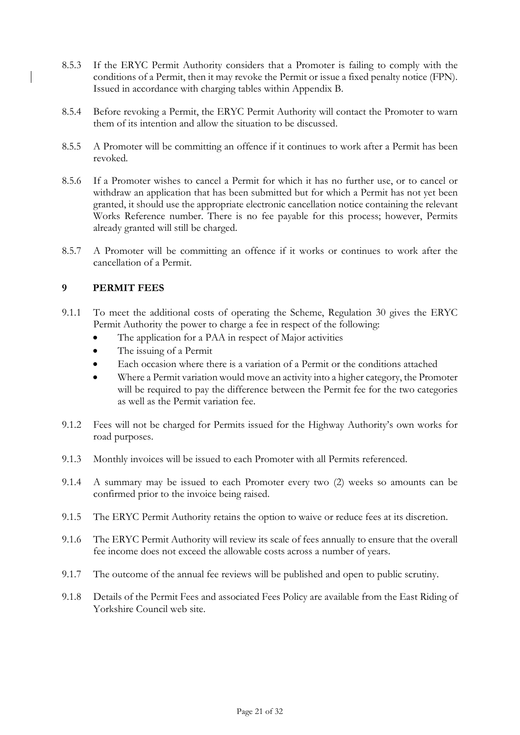8.5.3 If the ERYC Permit Authority considers that a Promoter is failing to comply with the conditions of a Permit, then it may revoke the Permit or issue a fixed penalty notice (FPN). Issued in accordance with charging tables within Appendix B.

8.5.4 Before revoking a Permit, the ERYC Permit Authority will contact the Promoter to warn them of its intention and allow the situation to be discussed.

8.5.5 A Promoter will be committing an offence if it continues to work after a Permit has been revoked.

8.5.6 If a Promoter wishes to cancel a Permit for which it has no further use, or to cancel or withdraw an application that has been submitted but for which a Permit has not yet been granted, it should use the appropriate electronic cancellation notice containing the relevant Works Reference number. There is no fee payable for this process; however, Permits already granted will still be charged.

8.5.7 A Promoter will be committing an offence if it works or continues to work after the cancellation of a Permit.

## 9 PERMIT FEES

9.1.1 To meet the additional costs of operating the Scheme, Regulation 30 gives the ERYC Permit Authority the power to charge a fee in respect of the following:

- The application for a PAA in respect of Major activities
- The issuing of a Permit
- Each occasion where there is a variation of a Permit or the conditions attached
- Where a Permit variation would move an activity into a higher category, the Promoter will be required to pay the difference between the Permit fee for the two categories as well as the Permit variation fee.

9.1.2 Fees will not be charged for Permits issued for the Highway Authority's own works for road purposes.

9.1.3 Monthly invoices will be issued to each Promoter with all Permits referenced.

9.1.4 A summary may be issued to each Promoter every two (2) weeks so amounts can be confirmed prior to the invoice being raised.

9.1.5 The ERYC Permit Authority retains the option to waive or reduce fees at its discretion.

9.1.6 The ERYC Permit Authority will review its scale of fees annually to ensure that the overall fee income does not exceed the allowable costs across a number of years.

9.1.7 The outcome of the annual fee reviews will be published and open to public scrutiny.

9.1.8 Details of the Permit Fees and associated Fees Policy are available from the East Riding of Yorkshire Council web site.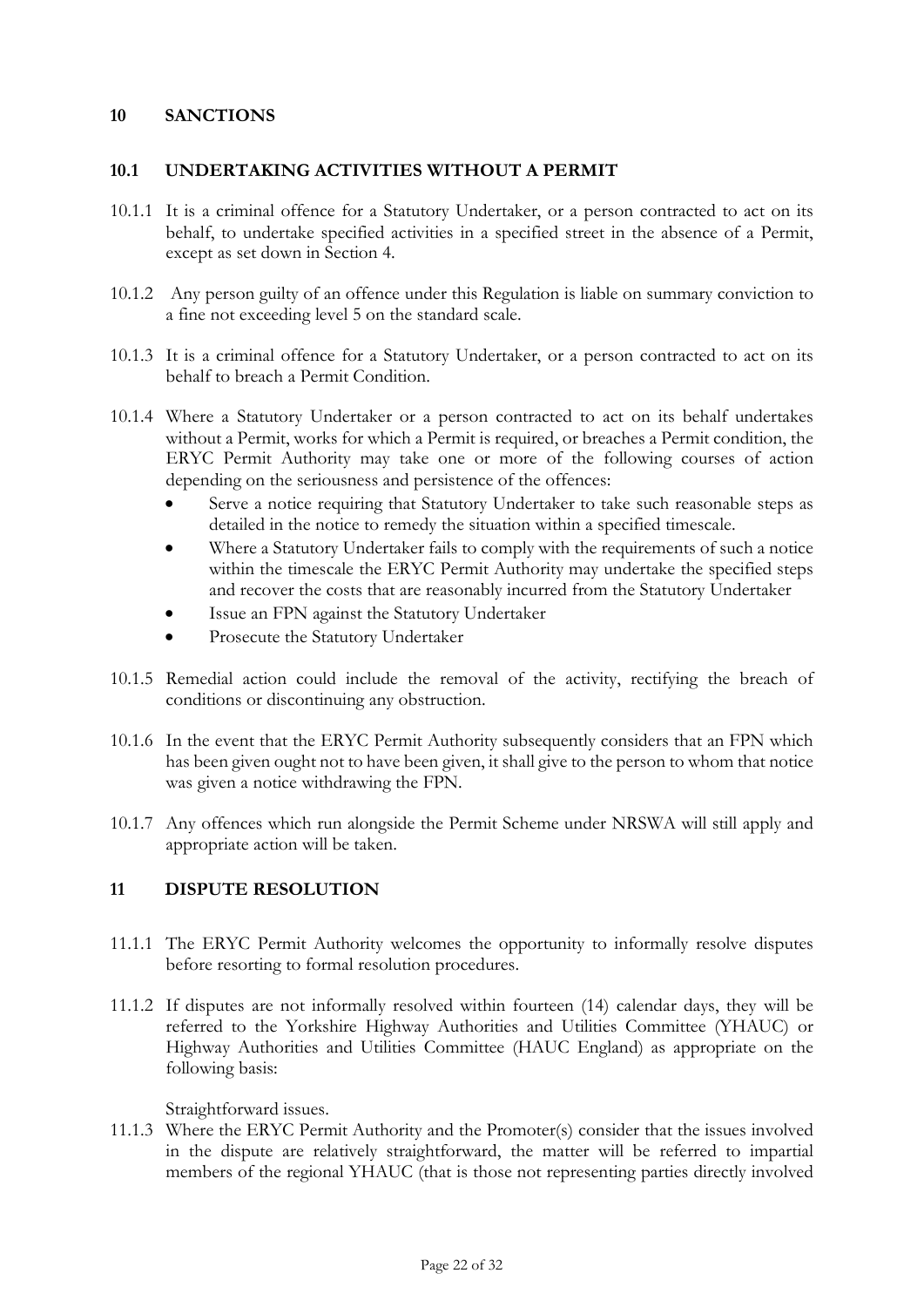## 10 SANCTIONS

### 10.1 UNDERTAKING ACTIVITIES WITHOUT A PERMIT

10.1.1 It is a criminal offence for a Statutory Undertaker, or a person contracted to act on its behalf, to undertake specified activities in a specified street in the absence of a Permit, except as set down in Section 4.

10.1.2 Any person guilty of an offence under this Regulation is liable on summary conviction to a fine not exceeding level 5 on the standard scale.

10.1.3 It is a criminal offence for a Statutory Undertaker, or a person contracted to act on its behalf to breach a Permit Condition.

10.1.4 Where a Statutory Undertaker or a person contracted to act on its behalf undertakes without a Permit, works for which a Permit is required, or breaches a Permit condition, the ERYC Permit Authority may take one or more of the following courses of action depending on the seriousness and persistence of the offences:

- Serve a notice requiring that Statutory Undertaker to take such reasonable steps as detailed in the notice to remedy the situation within a specified timescale.
- Where a Statutory Undertaker fails to comply with the requirements of such a notice within the timescale the ERYC Permit Authority may undertake the specified steps and recover the costs that are reasonably incurred from the Statutory Undertaker
- Issue an FPN against the Statutory Undertaker
- Prosecute the Statutory Undertaker

10.1.5 Remedial action could include the removal of the activity, rectifying the breach of conditions or discontinuing any obstruction.

10.1.6 In the event that the ERYC Permit Authority subsequently considers that an FPN which has been given ought not to have been given, it shall give to the person to whom that notice was given a notice withdrawing the FPN.

10.1.7 Any offences which run alongside the Permit Scheme under NRSWA will still apply and appropriate action will be taken.

## 11 DISPUTE RESOLUTION

11.1.1 The ERYC Permit Authority welcomes the opportunity to informally resolve disputes before resorting to formal resolution procedures.

11.1.2 If disputes are not informally resolved within fourteen (14) calendar days, they will be referred to the Yorkshire Highway Authorities and Utilities Committee (YHAUC) or Highway Authorities and Utilities Committee (HAUC England) as appropriate on the following basis:

Straightforward issues.

11.1.3 Where the ERYC Permit Authority and the Promoter(s) consider that the issues involved in the dispute are relatively straightforward, the matter will be referred to impartial members of the regional YHAUC (that is those not representing parties directly involved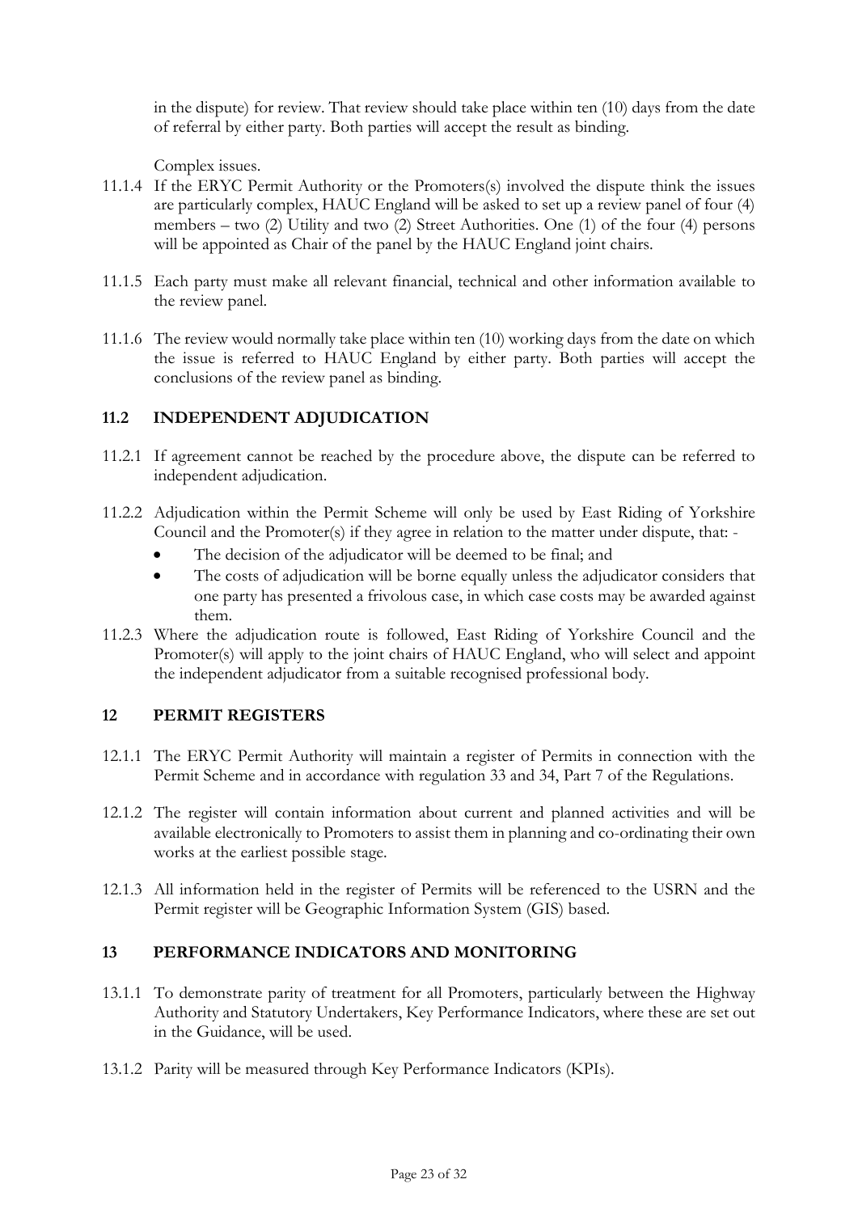in the dispute) for review. That review should take place within ten (10) days from the date of referral by either party. Both parties will accept the result as binding.

Complex issues.

11.1.4 If the ERYC Permit Authority or the Promoters(s) involved the dispute think the issues are particularly complex, HAUC England will be asked to set up a review panel of four (4) members – two (2) Utility and two (2) Street Authorities. One (1) of the four (4) persons will be appointed as Chair of the panel by the HAUC England joint chairs.

11.1.5 Each party must make all relevant financial, technical and other information available to the review panel.

11.1.6 The review would normally take place within ten (10) working days from the date on which the issue is referred to HAUC England by either party. Both parties will accept the conclusions of the review panel as binding.

## 11.2 INDEPENDENT ADJUDICATION

11.2.1 If agreement cannot be reached by the procedure above, the dispute can be referred to independent adjudication.

11.2.2 Adjudication within the Permit Scheme will only be used by East Riding of Yorkshire Council and the Promoter(s) if they agree in relation to the matter under dispute, that: -

- The decision of the adjudicator will be deemed to be final; and
- The costs of adjudication will be borne equally unless the adjudicator considers that one party has presented a frivolous case, in which case costs may be awarded against them.

11.2.3 Where the adjudication route is followed, East Riding of Yorkshire Council and the Promoter(s) will apply to the joint chairs of HAUC England, who will select and appoint the independent adjudicator from a suitable recognised professional body.

## 12 PERMIT REGISTERS

12.1.1 The ERYC Permit Authority will maintain a register of Permits in connection with the Permit Scheme and in accordance with regulation 33 and 34, Part 7 of the Regulations.

12.1.2 The register will contain information about current and planned activities and will be available electronically to Promoters to assist them in planning and co-ordinating their own works at the earliest possible stage.

12.1.3 All information held in the register of Permits will be referenced to the USRN and the Permit register will be Geographic Information System (GIS) based.

## 13 PERFORMANCE INDICATORS AND MONITORING

13.1.1 To demonstrate parity of treatment for all Promoters, particularly between the Highway Authority and Statutory Undertakers, Key Performance Indicators, where these are set out in the Guidance, will be used.

13.1.2 Parity will be measured through Key Performance Indicators (KPIs).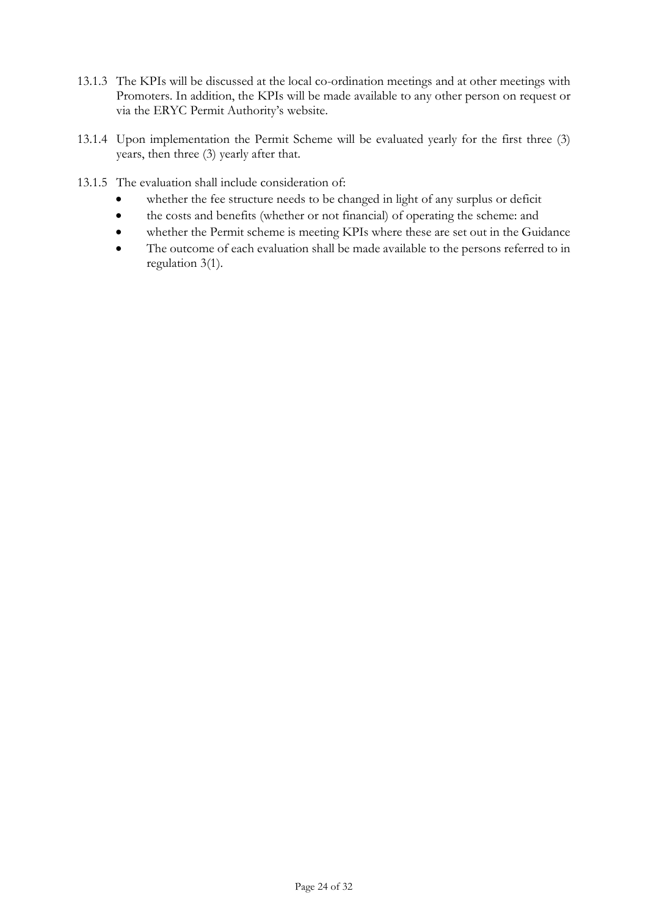13.1.3 The KPIs will be discussed at the local co-ordination meetings and at other meetings with Promoters. In addition, the KPIs will be made available to any other person on request or via the ERYC Permit Authority's website.

13.1.4 Upon implementation the Permit Scheme will be evaluated yearly for the first three (3) years, then three (3) yearly after that.

13.1.5 The evaluation shall include consideration of:

- whether the fee structure needs to be changed in light of any surplus or deficit
- the costs and benefits (whether or not financial) of operating the scheme: and
- whether the Permit scheme is meeting KPIs where these are set out in the Guidance
- The outcome of each evaluation shall be made available to the persons referred to in regulation 3(1).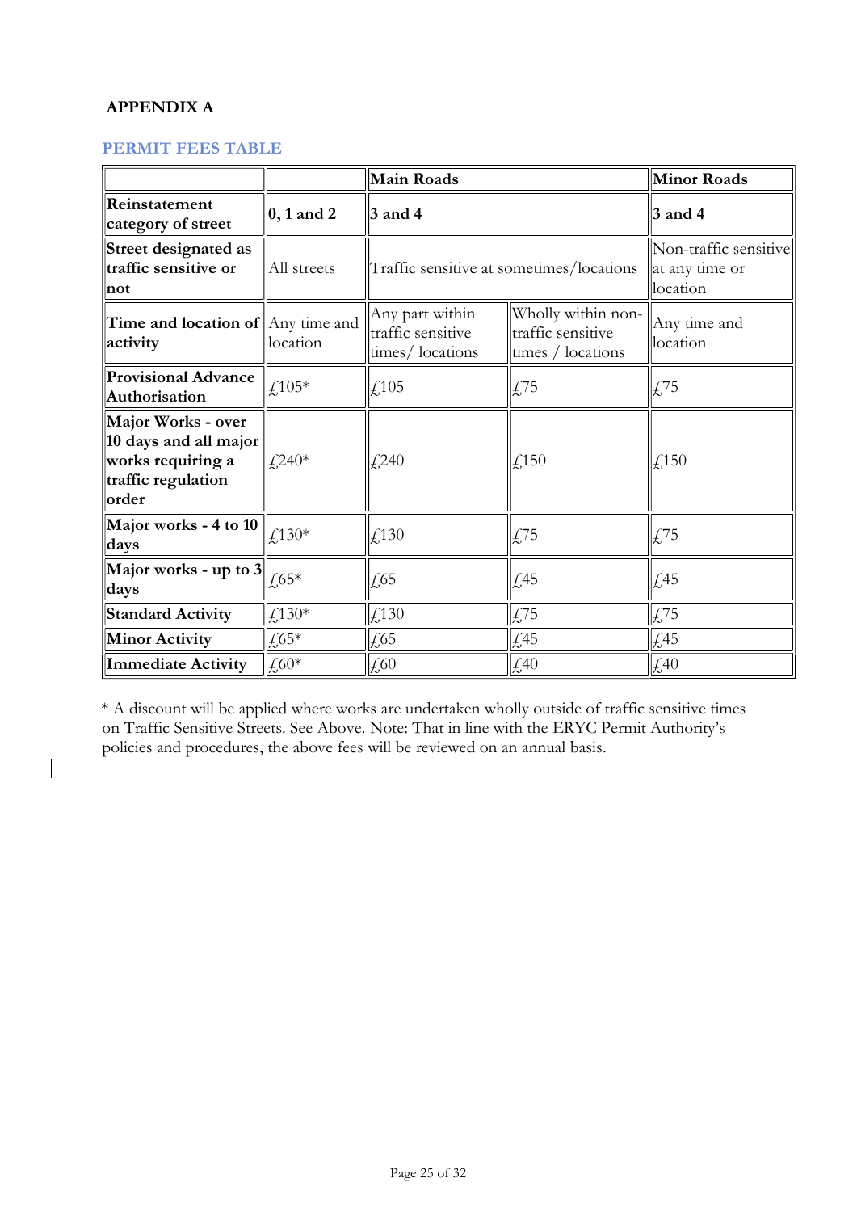**APPENDIX A**

**PERMIT FEES TABLE**

| | | **Main Roads** | | **Minor Roads** |
|---|---|---|---|---|
| **Reinstatement category of street** | **0, 1 and 2** | **3 and 4** | | **3 and 4** |
| **Street designated as traffic sensitive or not** | All streets | Traffic sensitive at sometimes/locations | | Non-traffic sensitive at any time or location |
| **Time and location of activity** | Any time and location | Any part within traffic sensitive times/ locations | Wholly within non-traffic sensitive times / locations | Any time and location |
| **Provisional Advance Authorisation** | £105* | £105 | £75 | £75 |
| **Major Works - over 10 days and all major works requiring a traffic regulation order** | £240* | £240 | £150 | £150 |
| **Major works - 4 to 10 days** | £130* | £130 | £75 | £75 |
| **Major works - up to 3 days** | £65* | £65 | £45 | £45 |
| **Standard Activity** | £130* | £130 | £75 | £75 |
| **Minor Activity** | £65* | £65 | £45 | £45 |
| **Immediate Activity** | £60* | £60 | £40 | £40 |

* A discount will be applied where works are undertaken wholly outside of traffic sensitive times on Traffic Sensitive Streets. See Above. Note: That in line with the ERYC Permit Authority's policies and procedures, the above fees will be reviewed on an annual basis.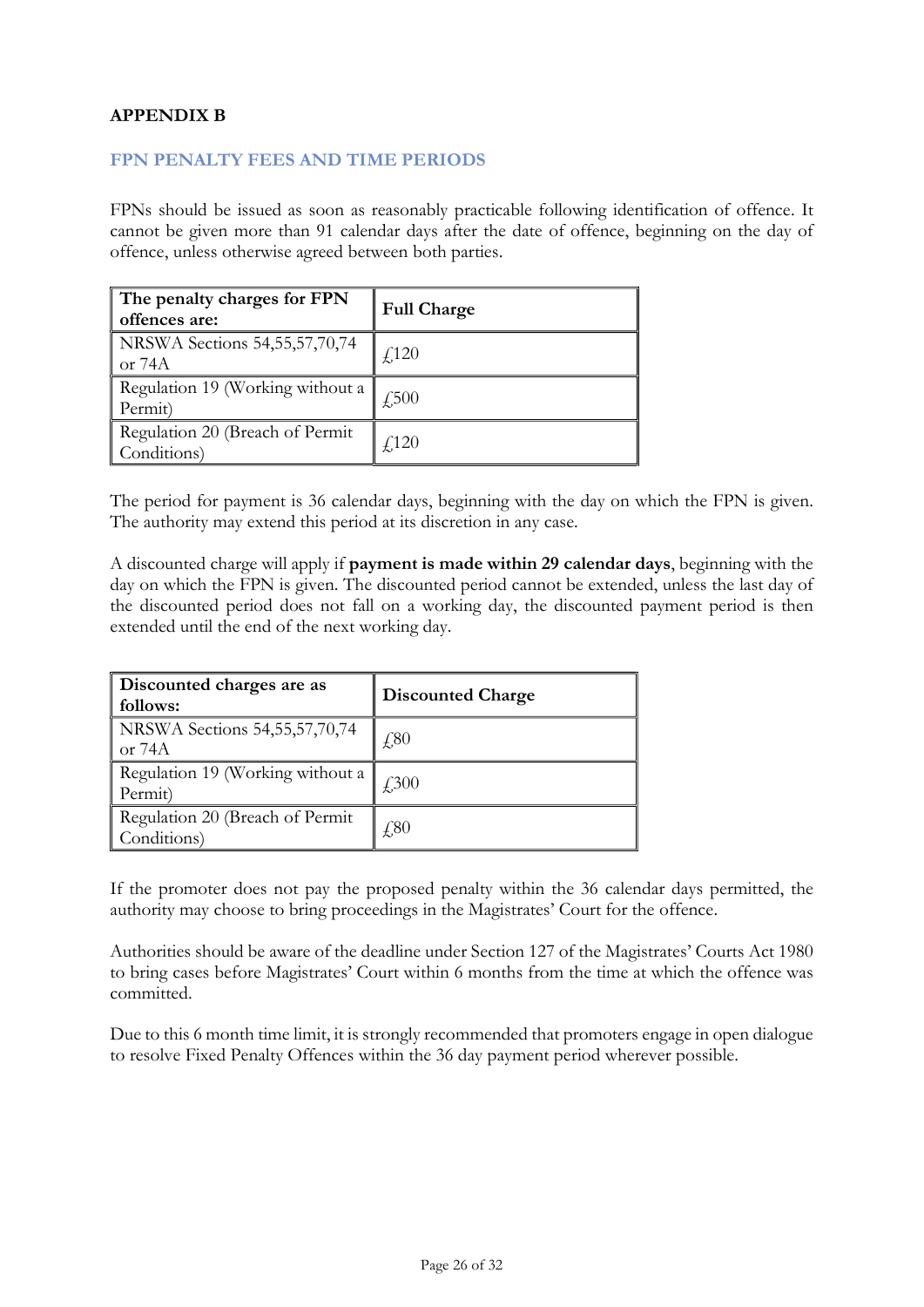## APPENDIX B

### FPN PENALTY FEES AND TIME PERIODS

FPNs should be issued as soon as reasonably practicable following identification of offence. It cannot be given more than 91 calendar days after the date of offence, beginning on the day of offence, unless otherwise agreed between both parties.

| The penalty charges for FPN offences are: | Full Charge |
|---|---|
| NRSWA Sections 54,55,57,70,74 or 74A | £120 |
| Regulation 19 (Working without a Permit) | £500 |
| Regulation 20 (Breach of Permit Conditions) | £120 |

The period for payment is 36 calendar days, beginning with the day on which the FPN is given. The authority may extend this period at its discretion in any case.

A discounted charge will apply if **payment is made within 29 calendar days**, beginning with the day on which the FPN is given. The discounted period cannot be extended, unless the last day of the discounted period does not fall on a working day, the discounted payment period is then extended until the end of the next working day.

| Discounted charges are as follows: | Discounted Charge |
|---|---|
| NRSWA Sections 54,55,57,70,74 or 74A | £80 |
| Regulation 19 (Working without a Permit) | £300 |
| Regulation 20 (Breach of Permit Conditions) | £80 |

If the promoter does not pay the proposed penalty within the 36 calendar days permitted, the authority may choose to bring proceedings in the Magistrates' Court for the offence.

Authorities should be aware of the deadline under Section 127 of the Magistrates' Courts Act 1980 to bring cases before Magistrates' Court within 6 months from the time at which the offence was committed.

Due to this 6 month time limit, it is strongly recommended that promoters engage in open dialogue to resolve Fixed Penalty Offences within the 36 day payment period wherever possible.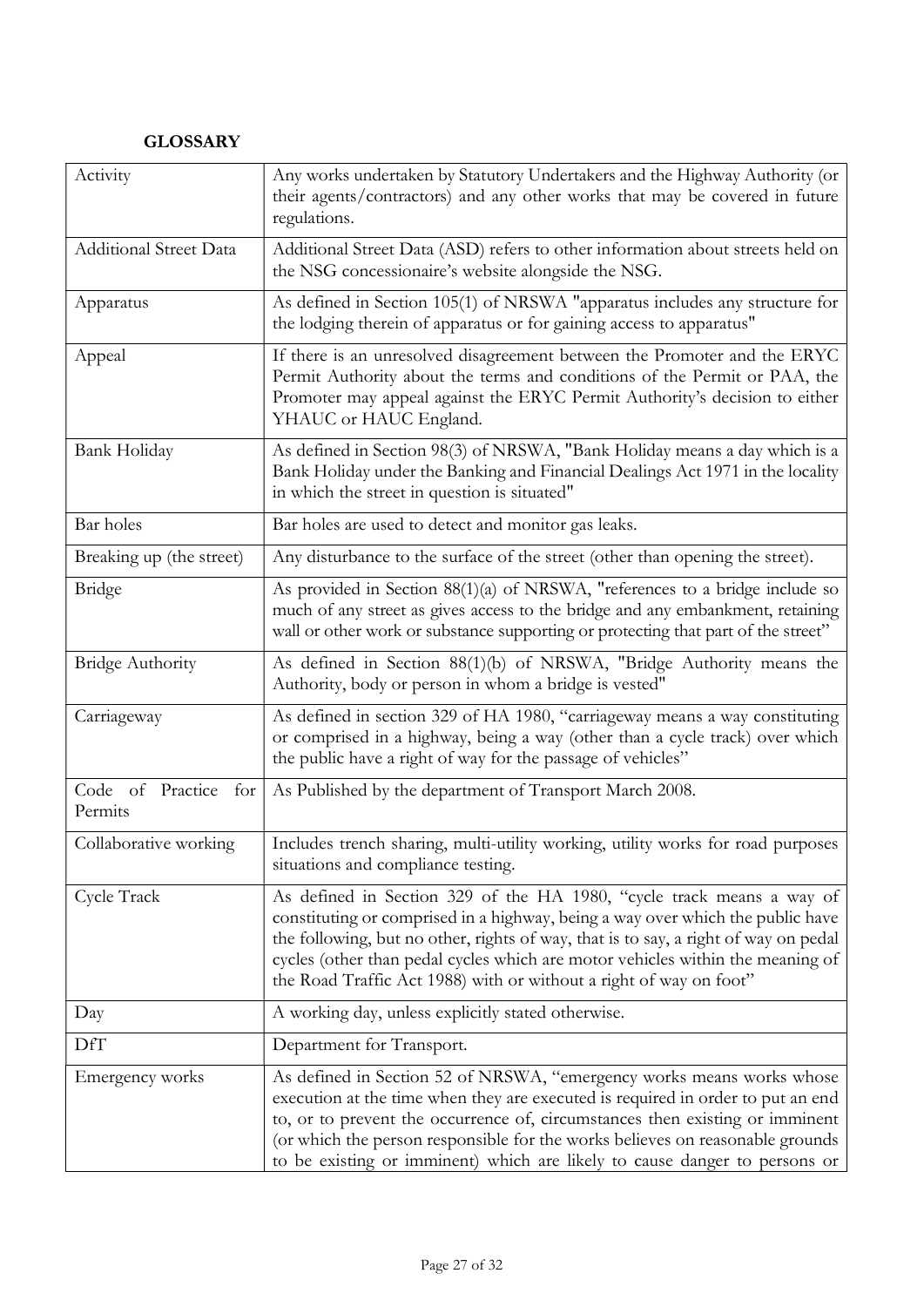**GLOSSARY**

| | |
|---|---|
| Activity | Any works undertaken by Statutory Undertakers and the Highway Authority (or their agents/contractors) and any other works that may be covered in future regulations. |
| Additional Street Data | Additional Street Data (ASD) refers to other information about streets held on the NSG concessionaire's website alongside the NSG. |
| Apparatus | As defined in Section 105(1) of NRSWA "apparatus includes any structure for the lodging therein of apparatus or for gaining access to apparatus" |
| Appeal | If there is an unresolved disagreement between the Promoter and the ERYC Permit Authority about the terms and conditions of the Permit or PAA, the Promoter may appeal against the ERYC Permit Authority's decision to either YHAUC or HAUC England. |
| Bank Holiday | As defined in Section 98(3) of NRSWA, "Bank Holiday means a day which is a Bank Holiday under the Banking and Financial Dealings Act 1971 in the locality in which the street in question is situated" |
| Bar holes | Bar holes are used to detect and monitor gas leaks. |
| Breaking up (the street) | Any disturbance to the surface of the street (other than opening the street). |
| Bridge | As provided in Section 88(1)(a) of NRSWA, "references to a bridge include so much of any street as gives access to the bridge and any embankment, retaining wall or other work or substance supporting or protecting that part of the street" |
| Bridge Authority | As defined in Section 88(1)(b) of NRSWA, "Bridge Authority means the Authority, body or person in whom a bridge is vested" |
| Carriageway | As defined in section 329 of HA 1980, "carriageway means a way constituting or comprised in a highway, being a way (other than a cycle track) over which the public have a right of way for the passage of vehicles" |
| Code of Practice for Permits | As Published by the department of Transport March 2008. |
| Collaborative working | Includes trench sharing, multi-utility working, utility works for road purposes situations and compliance testing. |
| Cycle Track | As defined in Section 329 of the HA 1980, "cycle track means a way of constituting or comprised in a highway, being a way over which the public have the following, but no other, rights of way, that is to say, a right of way on pedal cycles (other than pedal cycles which are motor vehicles within the meaning of the Road Traffic Act 1988) with or without a right of way on foot" |
| Day | A working day, unless explicitly stated otherwise. |
| DfT | Department for Transport. |
| Emergency works | As defined in Section 52 of NRSWA, "emergency works means works whose execution at the time when they are executed is required in order to put an end to, or to prevent the occurrence of, circumstances then existing or imminent (or which the person responsible for the works believes on reasonable grounds to be existing or imminent) which are likely to cause danger to persons or |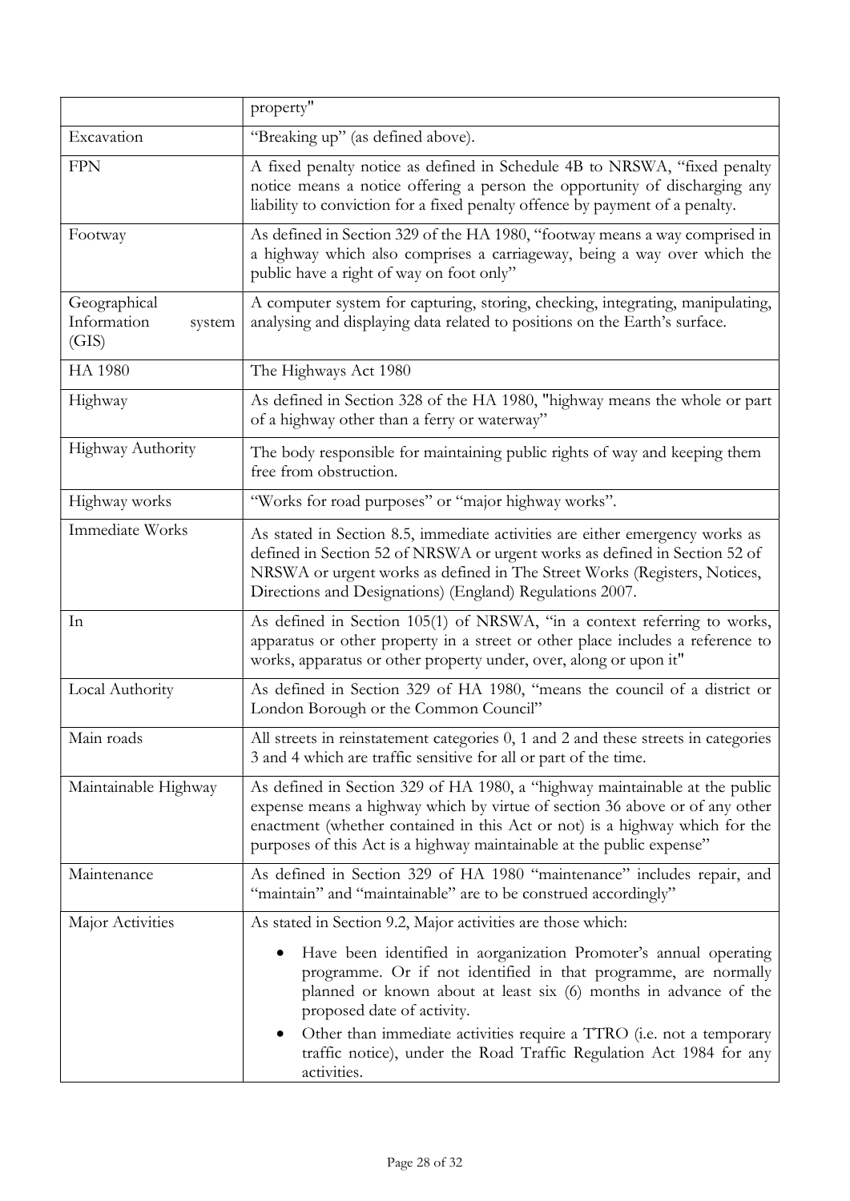| | |
|---|---|
| | property" |
| Excavation | "Breaking up" (as defined above). |
| FPN | A fixed penalty notice as defined in Schedule 4B to NRSWA, "fixed penalty notice means a notice offering a person the opportunity of discharging any liability to conviction for a fixed penalty offence by payment of a penalty. |
| Footway | As defined in Section 329 of the HA 1980, "footway means a way comprised in a highway which also comprises a carriageway, being a way over which the public have a right of way on foot only" |
| Geographical Information system (GIS) | A computer system for capturing, storing, checking, integrating, manipulating, analysing and displaying data related to positions on the Earth's surface. |
| HA 1980 | The Highways Act 1980 |
| Highway | As defined in Section 328 of the HA 1980, "highway means the whole or part of a highway other than a ferry or waterway" |
| Highway Authority | The body responsible for maintaining public rights of way and keeping them free from obstruction. |
| Highway works | "Works for road purposes" or "major highway works". |
| Immediate Works | As stated in Section 8.5, immediate activities are either emergency works as defined in Section 52 of NRSWA or urgent works as defined in Section 52 of NRSWA or urgent works as defined in The Street Works (Registers, Notices, Directions and Designations) (England) Regulations 2007. |
| In | As defined in Section 105(1) of NRSWA, "in a context referring to works, apparatus or other property in a street or other place includes a reference to works, apparatus or other property under, over, along or upon it" |
| Local Authority | As defined in Section 329 of HA 1980, "means the council of a district or London Borough or the Common Council" |
| Main roads | All streets in reinstatement categories 0, 1 and 2 and these streets in categories 3 and 4 which are traffic sensitive for all or part of the time. |
| Maintainable Highway | As defined in Section 329 of HA 1980, a "highway maintainable at the public expense means a highway which by virtue of section 36 above or of any other enactment (whether contained in this Act or not) is a highway which for the purposes of this Act is a highway maintainable at the public expense" |
| Maintenance | As defined in Section 329 of HA 1980 "maintenance" includes repair, and "maintain" and "maintainable" are to be construed accordingly" |
| Major Activities | As stated in Section 9.2, Major activities are those which: <br>• Have been identified in aorganization Promoter's annual operating programme. Or if not identified in that programme, are normally planned or known about at least six (6) months in advance of the proposed date of activity. <br>• Other than immediate activities require a TTRO (i.e. not a temporary traffic notice), under the Road Traffic Regulation Act 1984 for any activities. |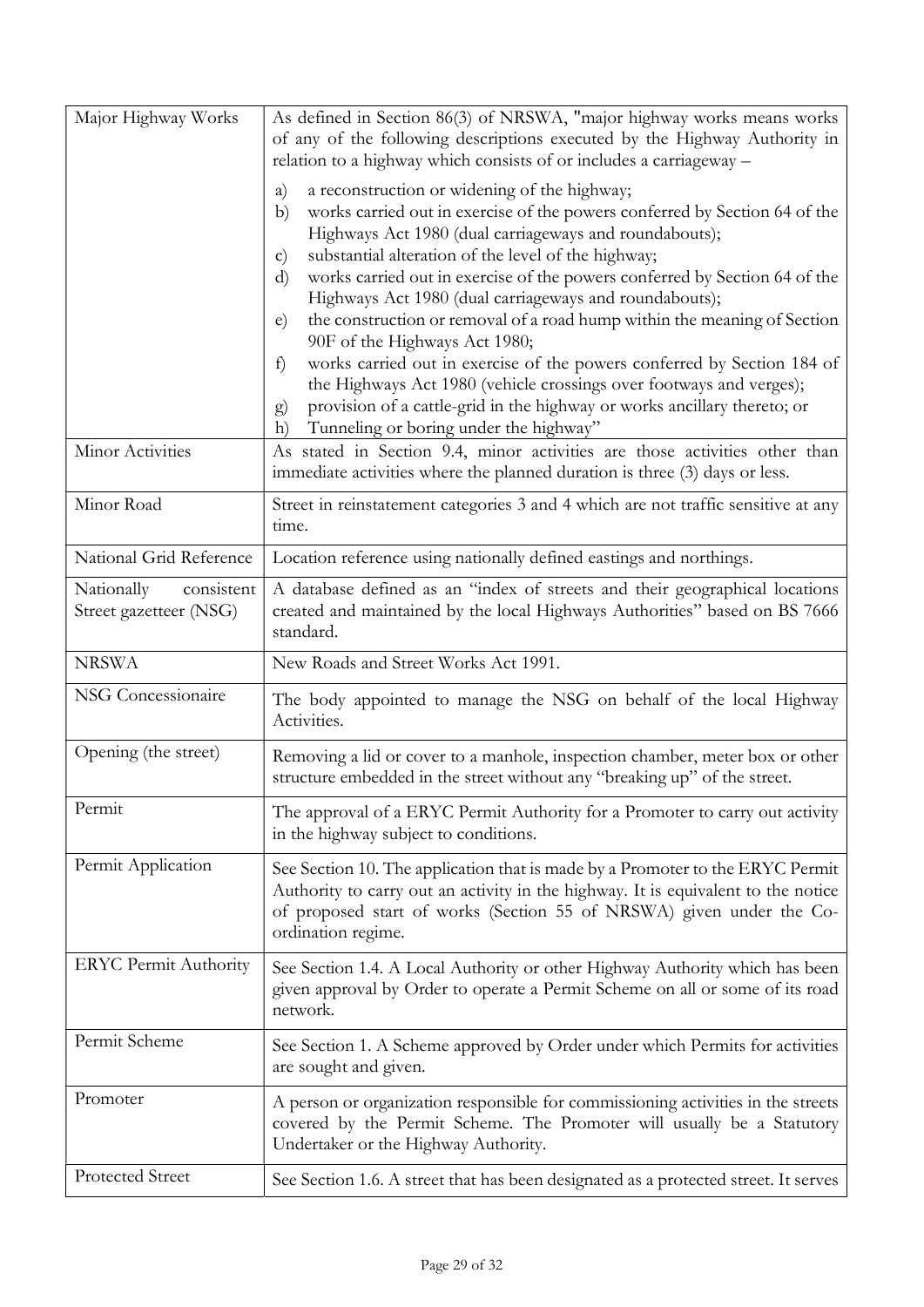| | |
|---|---|
| Major Highway Works | As defined in Section 86(3) of NRSWA, "major highway works means works of any of the following descriptions executed by the Highway Authority in relation to a highway which consists of or includes a carriageway – <br>a) a reconstruction or widening of the highway; <br>b) works carried out in exercise of the powers conferred by Section 64 of the Highways Act 1980 (dual carriageways and roundabouts); <br>c) substantial alteration of the level of the highway; <br>d) works carried out in exercise of the powers conferred by Section 64 of the Highways Act 1980 (dual carriageways and roundabouts); <br>e) the construction or removal of a road hump within the meaning of Section 90F of the Highways Act 1980; <br>f) works carried out in exercise of the powers conferred by Section 184 of the Highways Act 1980 (vehicle crossings over footways and verges); <br>g) provision of a cattle-grid in the highway or works ancillary thereto; or <br>h) Tunneling or boring under the highway" |
| Minor Activities | As stated in Section 9.4, minor activities are those activities other than immediate activities where the planned duration is three (3) days or less. |
| Minor Road | Street in reinstatement categories 3 and 4 which are not traffic sensitive at any time. |
| National Grid Reference | Location reference using nationally defined eastings and northings. |
| Nationally consistent Street gazetteer (NSG) | A database defined as an "index of streets and their geographical locations created and maintained by the local Highways Authorities" based on BS 7666 standard. |
| NRSWA | New Roads and Street Works Act 1991. |
| NSG Concessionaire | The body appointed to manage the NSG on behalf of the local Highway Activities. |
| Opening (the street) | Removing a lid or cover to a manhole, inspection chamber, meter box or other structure embedded in the street without any "breaking up" of the street. |
| Permit | The approval of a ERYC Permit Authority for a Promoter to carry out activity in the highway subject to conditions. |
| Permit Application | See Section 10. The application that is made by a Promoter to the ERYC Permit Authority to carry out an activity in the highway. It is equivalent to the notice of proposed start of works (Section 55 of NRSWA) given under the Co-ordination regime. |
| ERYC Permit Authority | See Section 1.4. A Local Authority or other Highway Authority which has been given approval by Order to operate a Permit Scheme on all or some of its road network. |
| Permit Scheme | See Section 1. A Scheme approved by Order under which Permits for activities are sought and given. |
| Promoter | A person or organization responsible for commissioning activities in the streets covered by the Permit Scheme. The Promoter will usually be a Statutory Undertaker or the Highway Authority. |
| Protected Street | See Section 1.6. A street that has been designated as a protected street. It serves |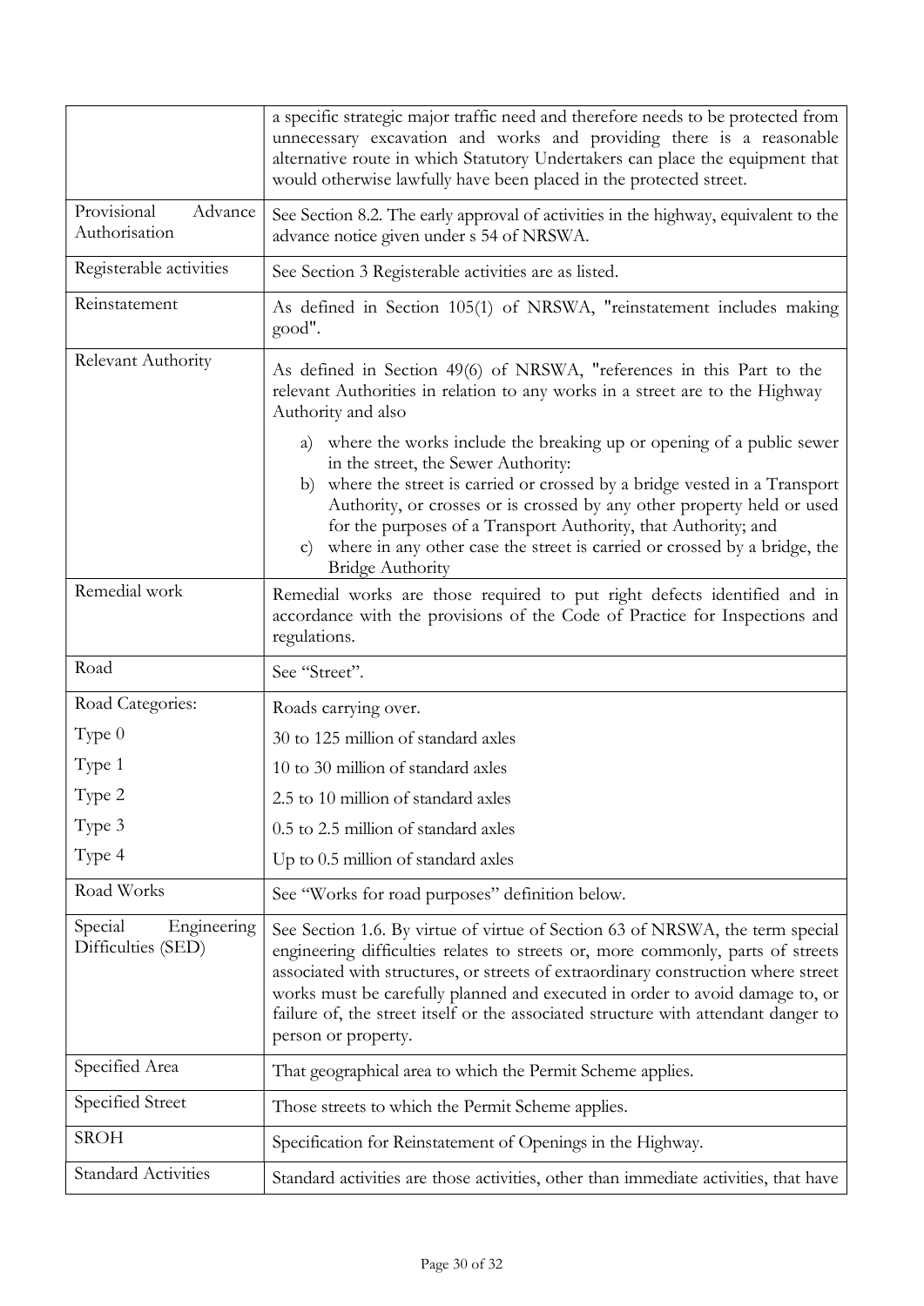| | |
|---|---|
| | a specific strategic major traffic need and therefore needs to be protected from unnecessary excavation and works and providing there is a reasonable alternative route in which Statutory Undertakers can place the equipment that would otherwise lawfully have been placed in the protected street. |
| Provisional Advance Authorisation | See Section 8.2. The early approval of activities in the highway, equivalent to the advance notice given under s 54 of NRSWA. |
| Registerable activities | See Section 3 Registerable activities are as listed. |
| Reinstatement | As defined in Section 105(1) of NRSWA, "reinstatement includes making good". |
| Relevant Authority | As defined in Section 49(6) of NRSWA, "references in this Part to the relevant Authorities in relation to any works in a street are to the Highway Authority and also<br><br>a) where the works include the breaking up or opening of a public sewer in the street, the Sewer Authority:<br>b) where the street is carried or crossed by a bridge vested in a Transport Authority, or crosses or is crossed by any other property held or used for the purposes of a Transport Authority, that Authority; and<br>c) where in any other case the street is carried or crossed by a bridge, the Bridge Authority |
| Remedial work | Remedial works are those required to put right defects identified and in accordance with the provisions of the Code of Practice for Inspections and regulations. |
| Road | See "Street". |
| Road Categories: | Roads carrying over. |
| Type 0 | 30 to 125 million of standard axles |
| Type 1 | 10 to 30 million of standard axles |
| Type 2 | 2.5 to 10 million of standard axles |
| Type 3 | 0.5 to 2.5 million of standard axles |
| Type 4 | Up to 0.5 million of standard axles |
| Road Works | See "Works for road purposes" definition below. |
| Special Engineering Difficulties (SED) | See Section 1.6. By virtue of virtue of Section 63 of NRSWA, the term special engineering difficulties relates to streets or, more commonly, parts of streets associated with structures, or streets of extraordinary construction where street works must be carefully planned and executed in order to avoid damage to, or failure of, the street itself or the associated structure with attendant danger to person or property. |
| Specified Area | That geographical area to which the Permit Scheme applies. |
| Specified Street | Those streets to which the Permit Scheme applies. |
| SROH | Specification for Reinstatement of Openings in the Highway. |
| Standard Activities | Standard activities are those activities, other than immediate activities, that have |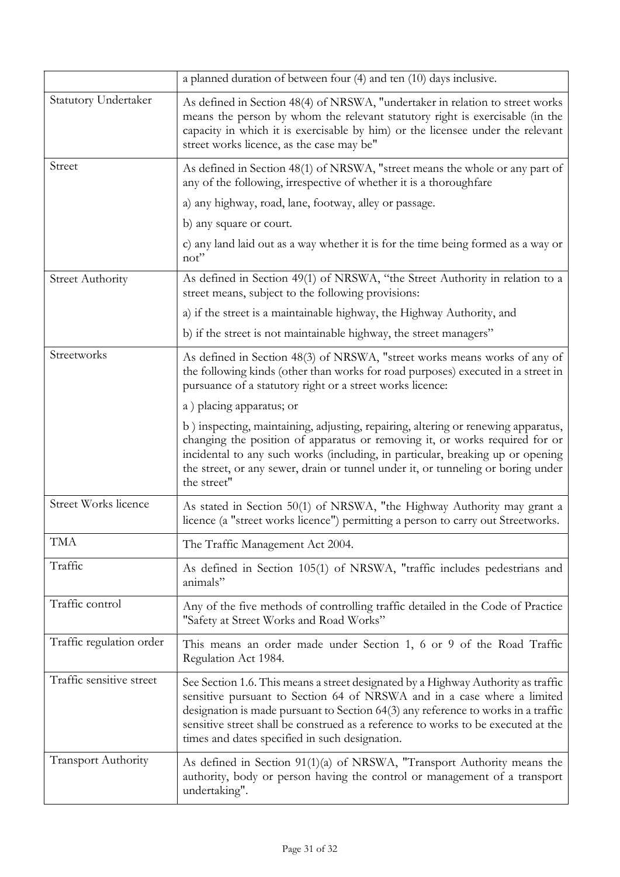| | |
|---|---|
| | a planned duration of between four (4) and ten (10) days inclusive. |
| Statutory Undertaker | As defined in Section 48(4) of NRSWA, "undertaker in relation to street works means the person by whom the relevant statutory right is exercisable (in the capacity in which it is exercisable by him) or the licensee under the relevant street works licence, as the case may be" |
| Street | As defined in Section 48(1) of NRSWA, "street means the whole or any part of any of the following, irrespective of whether it is a thoroughfare<br><br>a) any highway, road, lane, footway, alley or passage.<br><br>b) any square or court.<br><br>c) any land laid out as a way whether it is for the time being formed as a way or not" |
| Street Authority | As defined in Section 49(1) of NRSWA, "the Street Authority in relation to a street means, subject to the following provisions:<br><br>a) if the street is a maintainable highway, the Highway Authority, and<br><br>b) if the street is not maintainable highway, the street managers" |
| Streetworks | As defined in Section 48(3) of NRSWA, "street works means works of any of the following kinds (other than works for road purposes) executed in a street in pursuance of a statutory right or a street works licence:<br><br>a ) placing apparatus; or<br><br>b ) inspecting, maintaining, adjusting, repairing, altering or renewing apparatus, changing the position of apparatus or removing it, or works required for or incidental to any such works (including, in particular, breaking up or opening the street, or any sewer, drain or tunnel under it, or tunneling or boring under the street" |
| Street Works licence | As stated in Section 50(1) of NRSWA, "the Highway Authority may grant a licence (a "street works licence") permitting a person to carry out Streetworks. |
| TMA | The Traffic Management Act 2004. |
| Traffic | As defined in Section 105(1) of NRSWA, "traffic includes pedestrians and animals" |
| Traffic control | Any of the five methods of controlling traffic detailed in the Code of Practice "Safety at Street Works and Road Works" |
| Traffic regulation order | This means an order made under Section 1, 6 or 9 of the Road Traffic Regulation Act 1984. |
| Traffic sensitive street | See Section 1.6. This means a street designated by a Highway Authority as traffic sensitive pursuant to Section 64 of NRSWA and in a case where a limited designation is made pursuant to Section 64(3) any reference to works in a traffic sensitive street shall be construed as a reference to works to be executed at the times and dates specified in such designation. |
| Transport Authority | As defined in Section 91(1)(a) of NRSWA, "Transport Authority means the authority, body or person having the control or management of a transport undertaking". |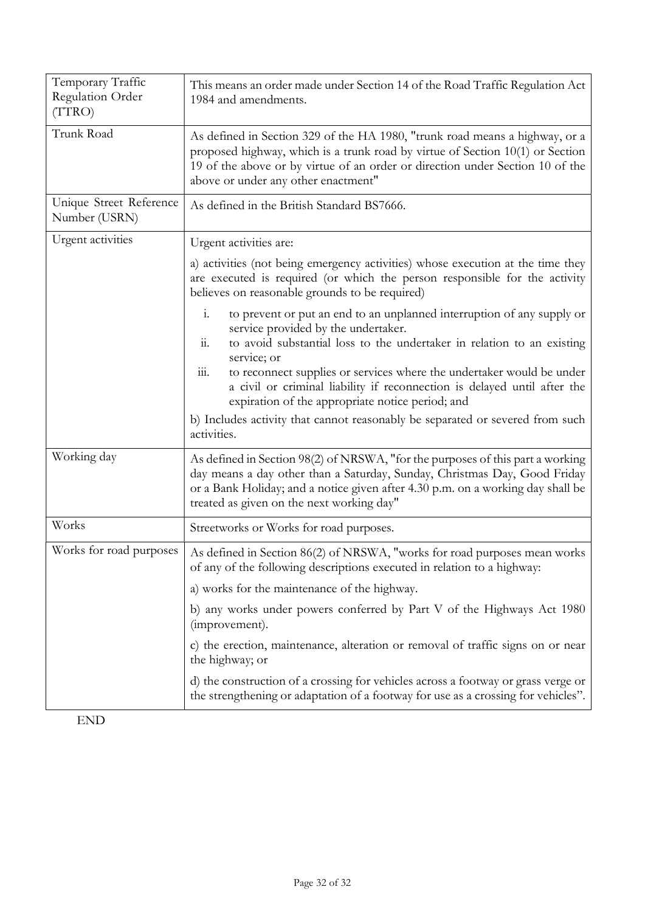| | |
|---|---|
| Temporary Traffic Regulation Order (TTRO) | This means an order made under Section 14 of the Road Traffic Regulation Act 1984 and amendments. |
| Trunk Road | As defined in Section 329 of the HA 1980, "trunk road means a highway, or a proposed highway, which is a trunk road by virtue of Section 10(1) or Section 19 of the above or by virtue of an order or direction under Section 10 of the above or under any other enactment" |
| Unique Street Reference Number (USRN) | As defined in the British Standard BS7666. |
| Urgent activities | Urgent activities are:<br><br>a) activities (not being emergency activities) whose execution at the time they are executed is required (or which the person responsible for the activity believes on reasonable grounds to be required)<br><br>i. to prevent or put an end to an unplanned interruption of any supply or service provided by the undertaker.<br>ii. to avoid substantial loss to the undertaker in relation to an existing service; or<br>iii. to reconnect supplies or services where the undertaker would be under a civil or criminal liability if reconnection is delayed until after the expiration of the appropriate notice period; and<br><br>b) Includes activity that cannot reasonably be separated or severed from such activities. |
| Working day | As defined in Section 98(2) of NRSWA, "for the purposes of this part a working day means a day other than a Saturday, Sunday, Christmas Day, Good Friday or a Bank Holiday; and a notice given after 4.30 p.m. on a working day shall be treated as given on the next working day" |
| Works | Streetworks or Works for road purposes. |
| Works for road purposes | As defined in Section 86(2) of NRSWA, "works for road purposes mean works of any of the following descriptions executed in relation to a highway:<br><br>a) works for the maintenance of the highway.<br><br>b) any works under powers conferred by Part V of the Highways Act 1980 (improvement).<br><br>c) the erection, maintenance, alteration or removal of traffic signs on or near the highway; or<br><br>d) the construction of a crossing for vehicles across a footway or grass verge or the strengthening or adaptation of a footway for use as a crossing for vehicles". |

END